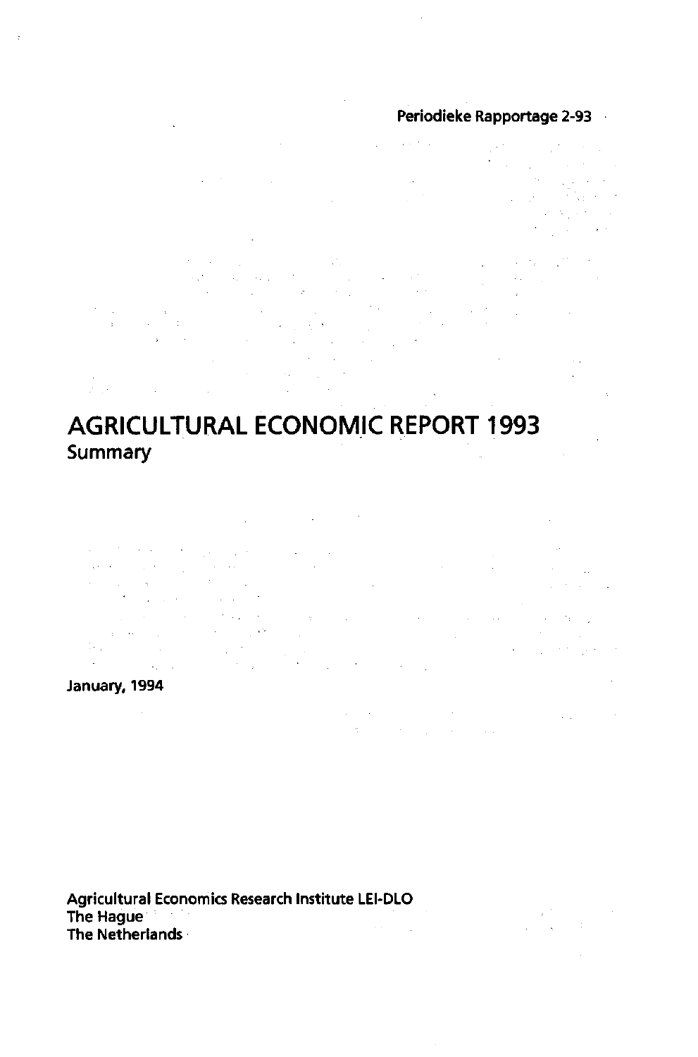Periodieke Rapportage 2-93

# AGRICULTURAL ECONOMIC REPORT 1993

## Summary

January, 1994

Agricultural Economics Research Institute LEI-DLO
The Hague
The Netherlands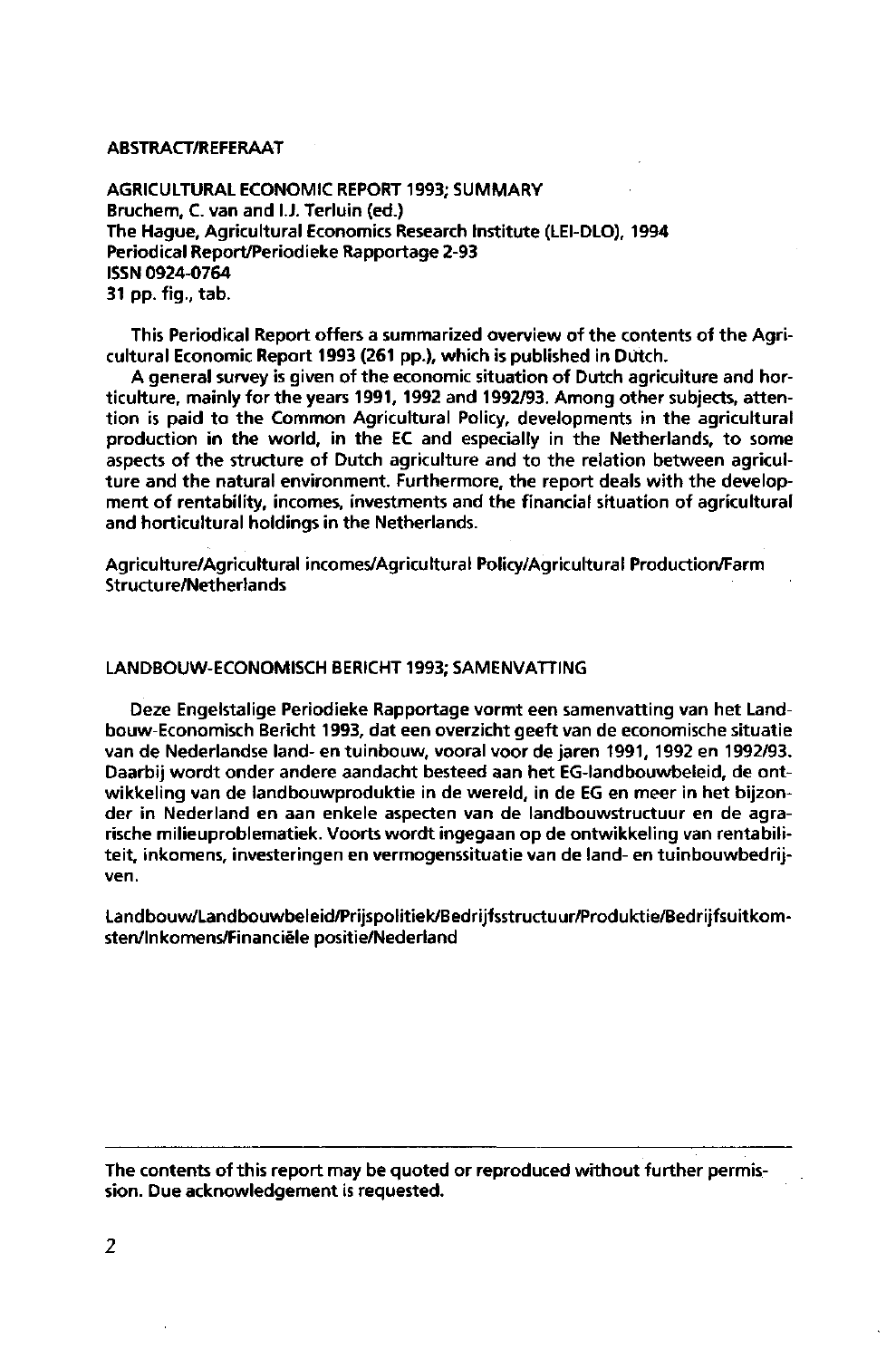## ABSTRACT/REFERAAT

**AGRICULTURAL ECONOMIC REPORT 1993; SUMMARY**
Bruchem, C. van and I.J. Terluin (ed.)
The Hague, Agricultural Economics Research Institute (LEI-DLO), 1994
Periodical Report/Periodieke Rapportage 2-93
ISSN 0924-0764
31 pp. fig., tab.

This Periodical Report offers a summarized overview of the contents of the Agricultural Economic Report 1993 (261 pp.), which is published in Dutch.

A general survey is given of the economic situation of Dutch agriculture and horticulture, mainly for the years 1991, 1992 and 1992/93. Among other subjects, attention is paid to the Common Agricultural Policy, developments in the agricultural production in the world, in the EC and especially in the Netherlands, to some aspects of the structure of Dutch agriculture and to the relation between agriculture and the natural environment. Furthermore, the report deals with the development of rentability, incomes, investments and the financial situation of agricultural and horticultural holdings in the Netherlands.

Agriculture/Agricultural incomes/Agricultural Policy/Agricultural Production/Farm Structure/Netherlands

**LANDBOUW-ECONOMISCH BERICHT 1993; SAMENVATTING**

Deze Engelstalige Periodieke Rapportage vormt een samenvatting van het Landbouw-Economisch Bericht 1993, dat een overzicht geeft van de economische situatie van de Nederlandse land- en tuinbouw, vooral voor de jaren 1991, 1992 en 1992/93. Daarbij wordt onder andere aandacht besteed aan het EG-landbouwbeleid, de ontwikkeling van de landbouwproduktie in de wereld, in de EG en meer in het bijzonder in Nederland en aan enkele aspecten van de landbouwstructuur en de agrarische milieuproblematiek. Voorts wordt ingegaan op de ontwikkeling van rentabiliteit, inkomens, investeringen en vermogenssituatie van de land- en tuinbouwbedrijven.

Landbouw/Landbouwbeleid/Prijspolitiek/Bedrijfsstructuur/Produktie/Bedrijfsuitkomsten/Inkomens/Financiële positie/Nederland

---

The contents of this report may be quoted or reproduced without further permission. Due acknowledgement is requested.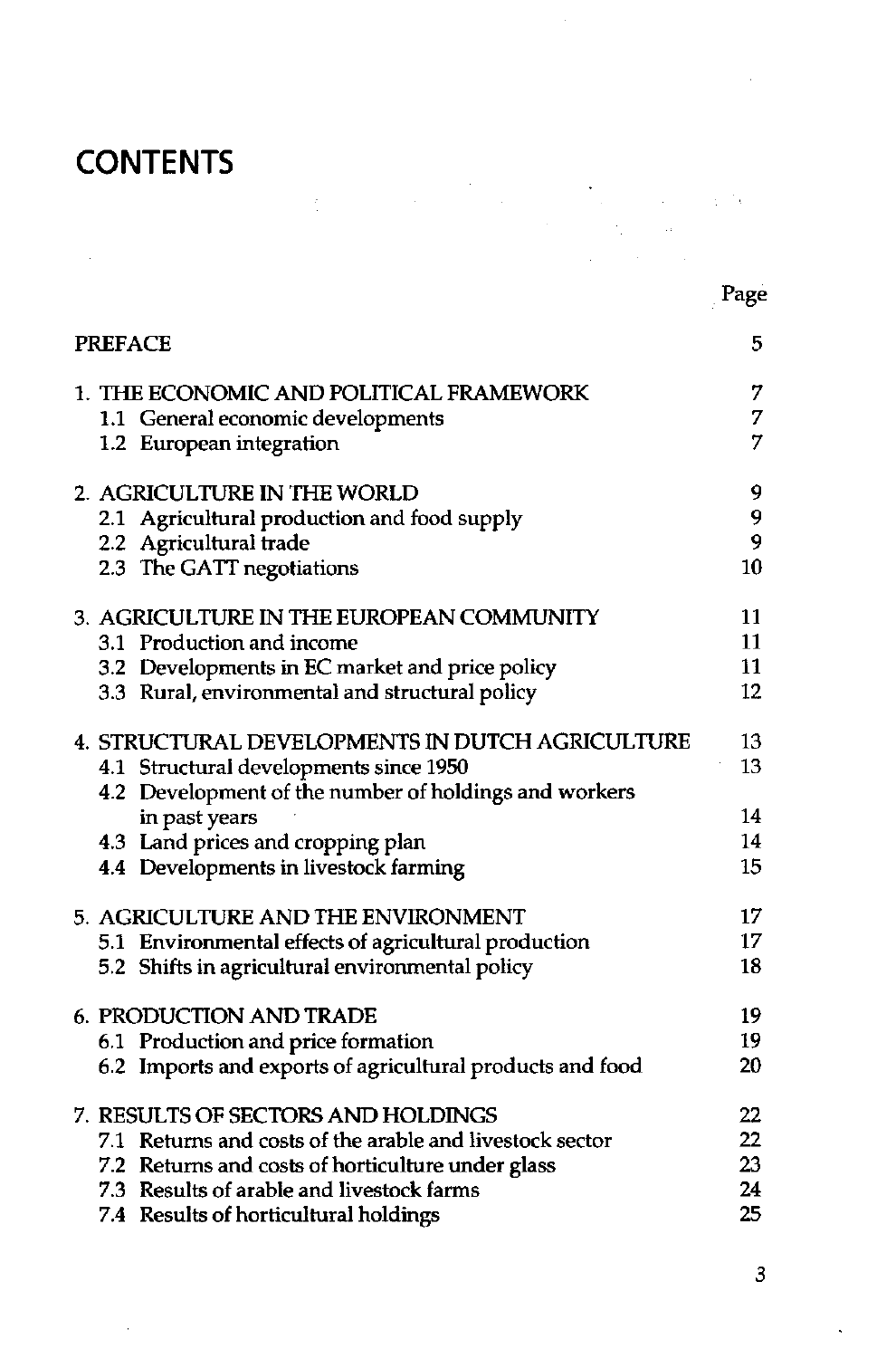# CONTENTS

| | Page |
|---|---|
| PREFACE | 5 |
| 1. THE ECONOMIC AND POLITICAL FRAMEWORK | 7 |
| 1.1 General economic developments | 7 |
| 1.2 European integration | 7 |
| 2. AGRICULTURE IN THE WORLD | 9 |
| 2.1 Agricultural production and food supply | 9 |
| 2.2 Agricultural trade | 9 |
| 2.3 The GATT negotiations | 10 |
| 3. AGRICULTURE IN THE EUROPEAN COMMUNITY | 11 |
| 3.1 Production and income | 11 |
| 3.2 Developments in EC market and price policy | 11 |
| 3.3 Rural, environmental and structural policy | 12 |
| 4. STRUCTURAL DEVELOPMENTS IN DUTCH AGRICULTURE | 13 |
| 4.1 Structural developments since 1950 | 13 |
| 4.2 Development of the number of holdings and workers in past years | 14 |
| 4.3 Land prices and cropping plan | 14 |
| 4.4 Developments in livestock farming | 15 |
| 5. AGRICULTURE AND THE ENVIRONMENT | 17 |
| 5.1 Environmental effects of agricultural production | 17 |
| 5.2 Shifts in agricultural environmental policy | 18 |
| 6. PRODUCTION AND TRADE | 19 |
| 6.1 Production and price formation | 19 |
| 6.2 Imports and exports of agricultural products and food | 20 |
| 7. RESULTS OF SECTORS AND HOLDINGS | 22 |
| 7.1 Returns and costs of the arable and livestock sector | 22 |
| 7.2 Returns and costs of horticulture under glass | 23 |
| 7.3 Results of arable and livestock farms | 24 |
| 7.4 Results of horticultural holdings | 25 |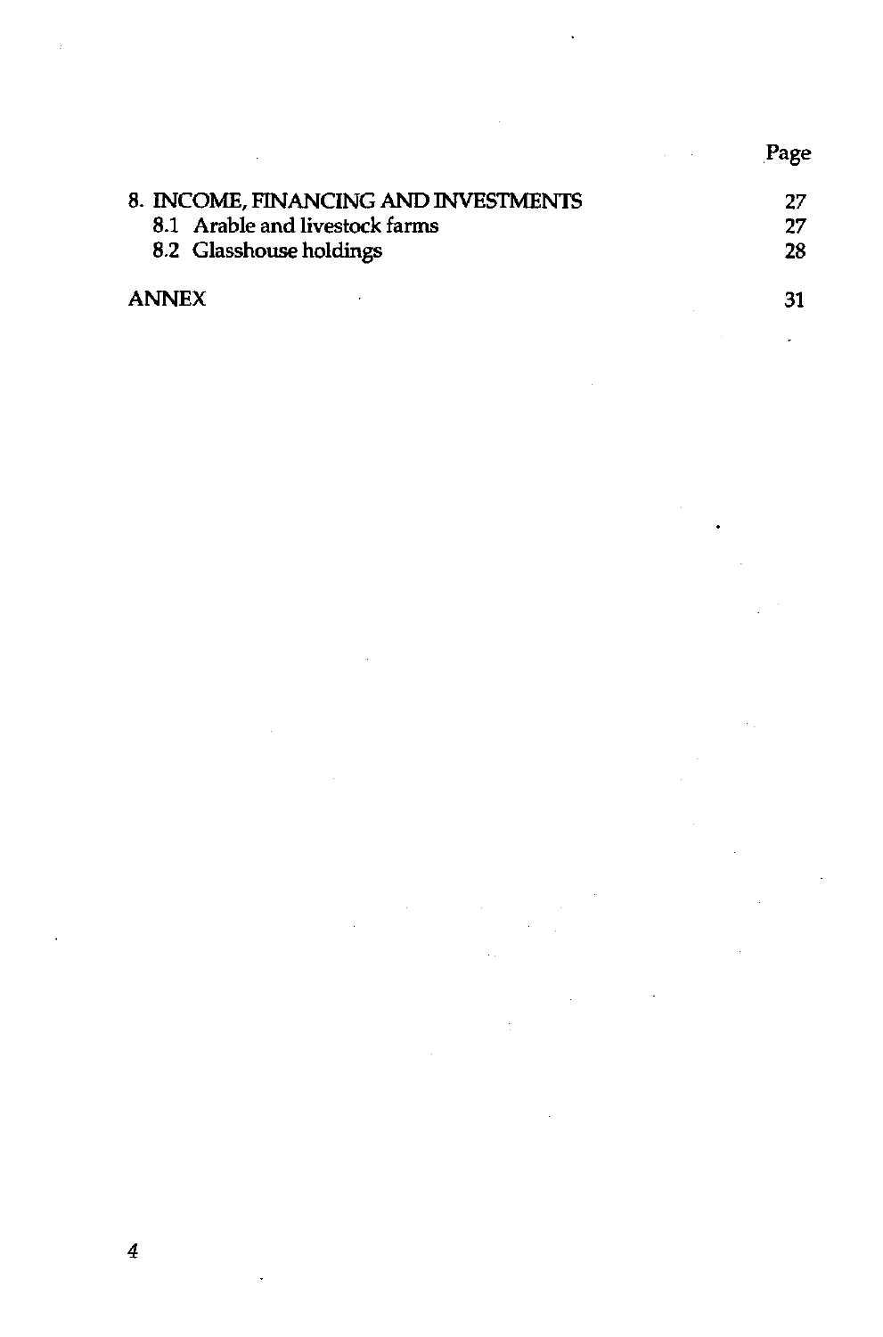| | Page |
|---|---|
| 8. INCOME, FINANCING AND INVESTMENTS | 27 |
| 8.1 Arable and livestock farms | 27 |
| 8.2 Glasshouse holdings | 28 |
| ANNEX | 31 |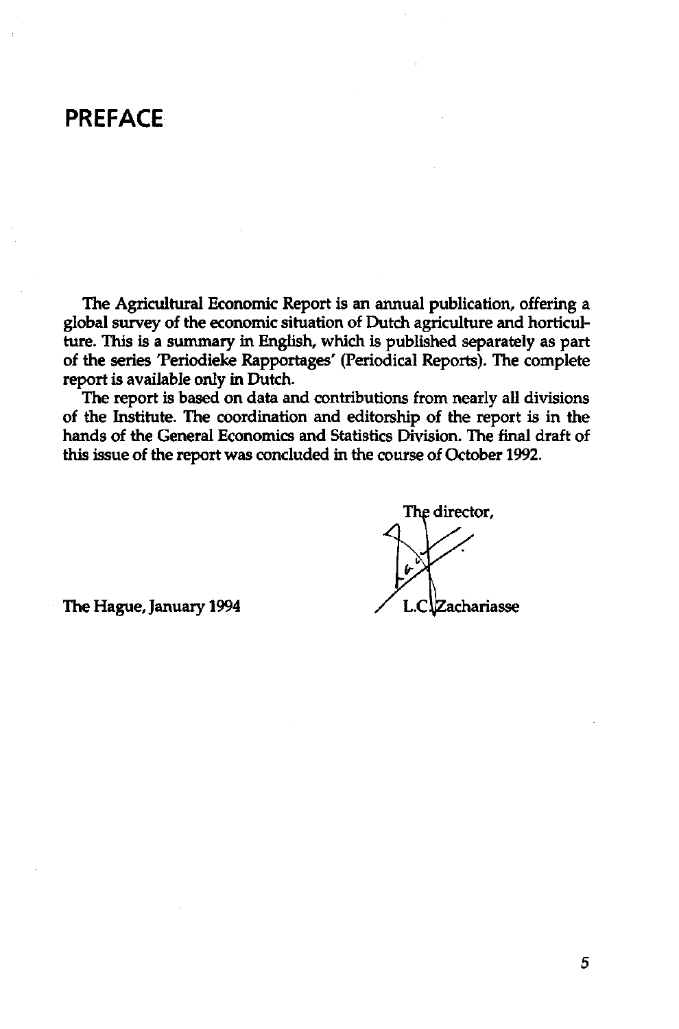# PREFACE

The Agricultural Economic Report is an annual publication, offering a global survey of the economic situation of Dutch agriculture and horticulture. This is a summary in English, which is published separately as part of the series 'Periodieke Rapportages' (Periodical Reports). The complete report is available only in Dutch.

The report is based on data and contributions from nearly all divisions of the Institute. The coordination and editorship of the report is in the hands of the General Economics and Statistics Division. The final draft of this issue of the report was concluded in the course of October 1992.

The director,

L.C. Zachariasse

The Hague, January 1994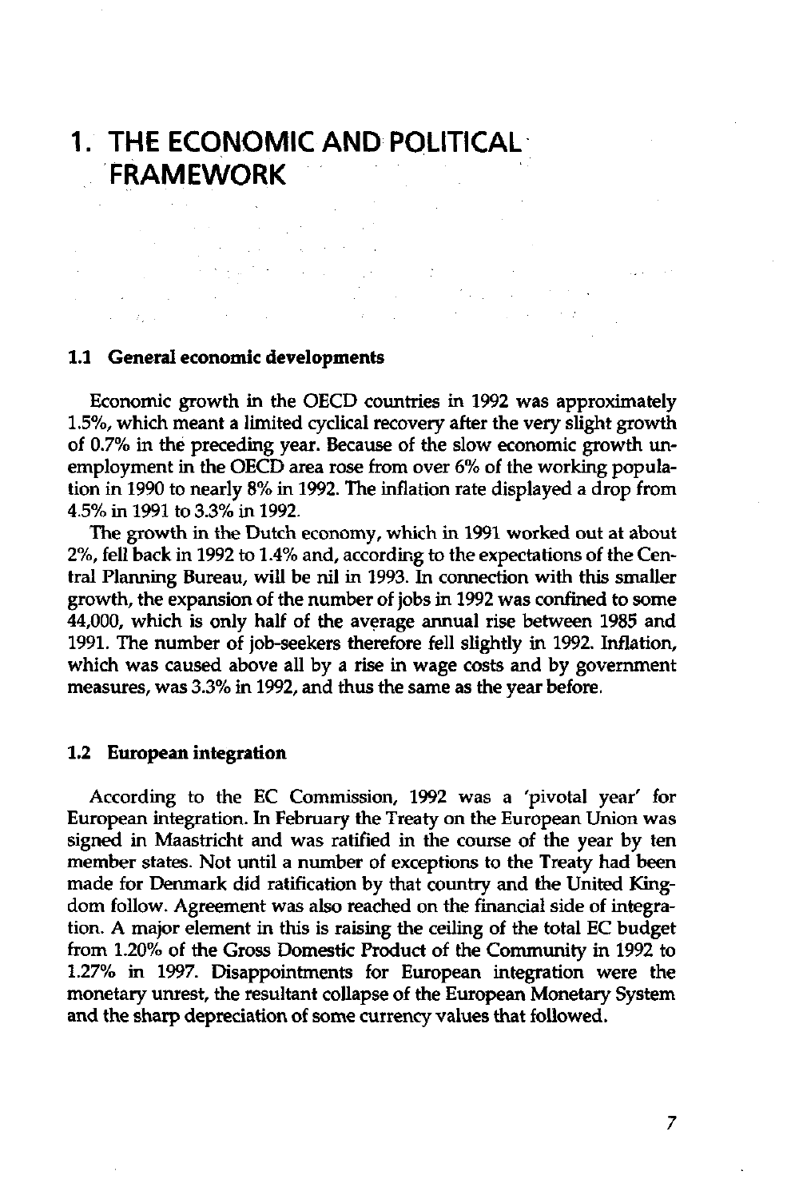# 1. THE ECONOMIC AND POLITICAL FRAMEWORK

## 1.1 General economic developments

Economic growth in the OECD countries in 1992 was approximately 1.5%, which meant a limited cyclical recovery after the very slight growth of 0.7% in the preceding year. Because of the slow economic growth unemployment in the OECD area rose from over 6% of the working population in 1990 to nearly 8% in 1992. The inflation rate displayed a drop from 4.5% in 1991 to 3.3% in 1992.

The growth in the Dutch economy, which in 1991 worked out at about 2%, fell back in 1992 to 1.4% and, according to the expectations of the Central Planning Bureau, will be nil in 1993. In connection with this smaller growth, the expansion of the number of jobs in 1992 was confined to some 44,000, which is only half of the average annual rise between 1985 and 1991. The number of job-seekers therefore fell slightly in 1992. Inflation, which was caused above all by a rise in wage costs and by government measures, was 3.3% in 1992, and thus the same as the year before.

## 1.2 European integration

According to the EC Commission, 1992 was a 'pivotal year' for European integration. In February the Treaty on the European Union was signed in Maastricht and was ratified in the course of the year by ten member states. Not until a number of exceptions to the Treaty had been made for Denmark did ratification by that country and the United Kingdom follow. Agreement was also reached on the financial side of integration. A major element in this is raising the ceiling of the total EC budget from 1.20% of the Gross Domestic Product of the Community in 1992 to 1.27% in 1997. Disappointments for European integration were the monetary unrest, the resultant collapse of the European Monetary System and the sharp depreciation of some currency values that followed.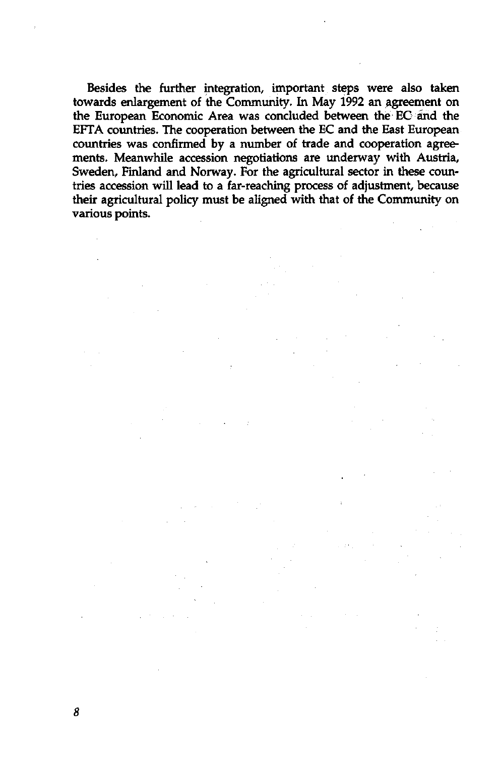Besides the further integration, important steps were also taken towards enlargement of the Community. In May 1992 an agreement on the European Economic Area was concluded between the EC and the EFTA countries. The cooperation between the EC and the East European countries was confirmed by a number of trade and cooperation agreements. Meanwhile accession negotiations are underway with Austria, Sweden, Finland and Norway. For the agricultural sector in these countries accession will lead to a far-reaching process of adjustment, because their agricultural policy must be aligned with that of the Community on various points.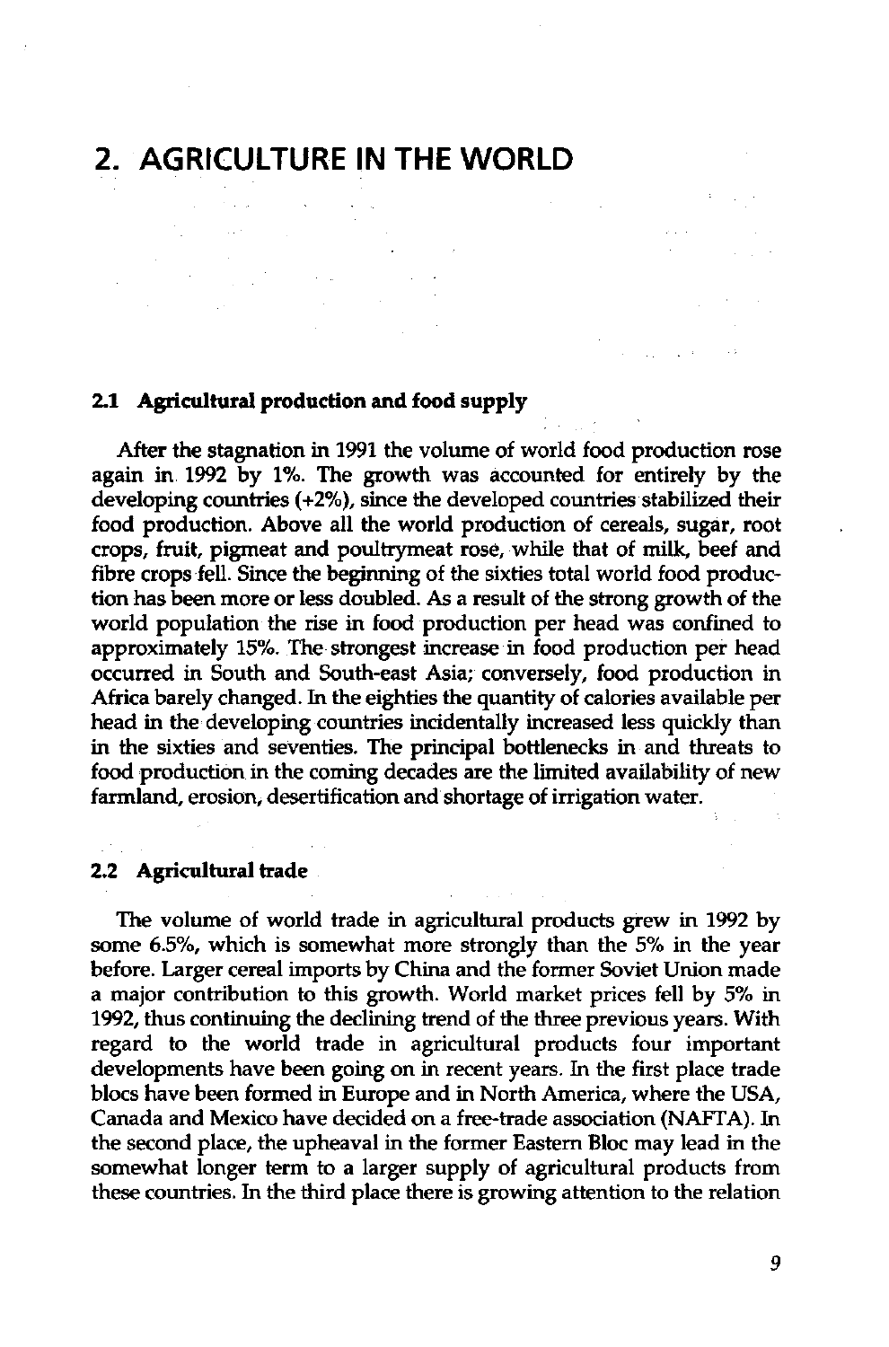# 2. AGRICULTURE IN THE WORLD

## 2.1 Agricultural production and food supply

After the stagnation in 1991 the volume of world food production rose again in 1992 by 1%. The growth was accounted for entirely by the developing countries (+2%), since the developed countries stabilized their food production. Above all the world production of cereals, sugar, root crops, fruit, pigmeat and poultrymeat rose, while that of milk, beef and fibre crops fell. Since the beginning of the sixties total world food production has been more or less doubled. As a result of the strong growth of the world population the rise in food production per head was confined to approximately 15%. The strongest increase in food production per head occurred in South and South-east Asia; conversely, food production in Africa barely changed. In the eighties the quantity of calories available per head in the developing countries incidentally increased less quickly than in the sixties and seventies. The principal bottlenecks in and threats to food production in the coming decades are the limited availability of new farmland, erosion, desertification and shortage of irrigation water.

## 2.2 Agricultural trade

The volume of world trade in agricultural products grew in 1992 by some 6.5%, which is somewhat more strongly than the 5% in the year before. Larger cereal imports by China and the former Soviet Union made a major contribution to this growth. World market prices fell by 5% in 1992, thus continuing the declining trend of the three previous years. With regard to the world trade in agricultural products four important developments have been going on in recent years. In the first place trade blocs have been formed in Europe and in North America, where the USA, Canada and Mexico have decided on a free-trade association (NAFTA). In the second place, the upheaval in the former Eastern Bloc may lead in the somewhat longer term to a larger supply of agricultural products from these countries. In the third place there is growing attention to the relation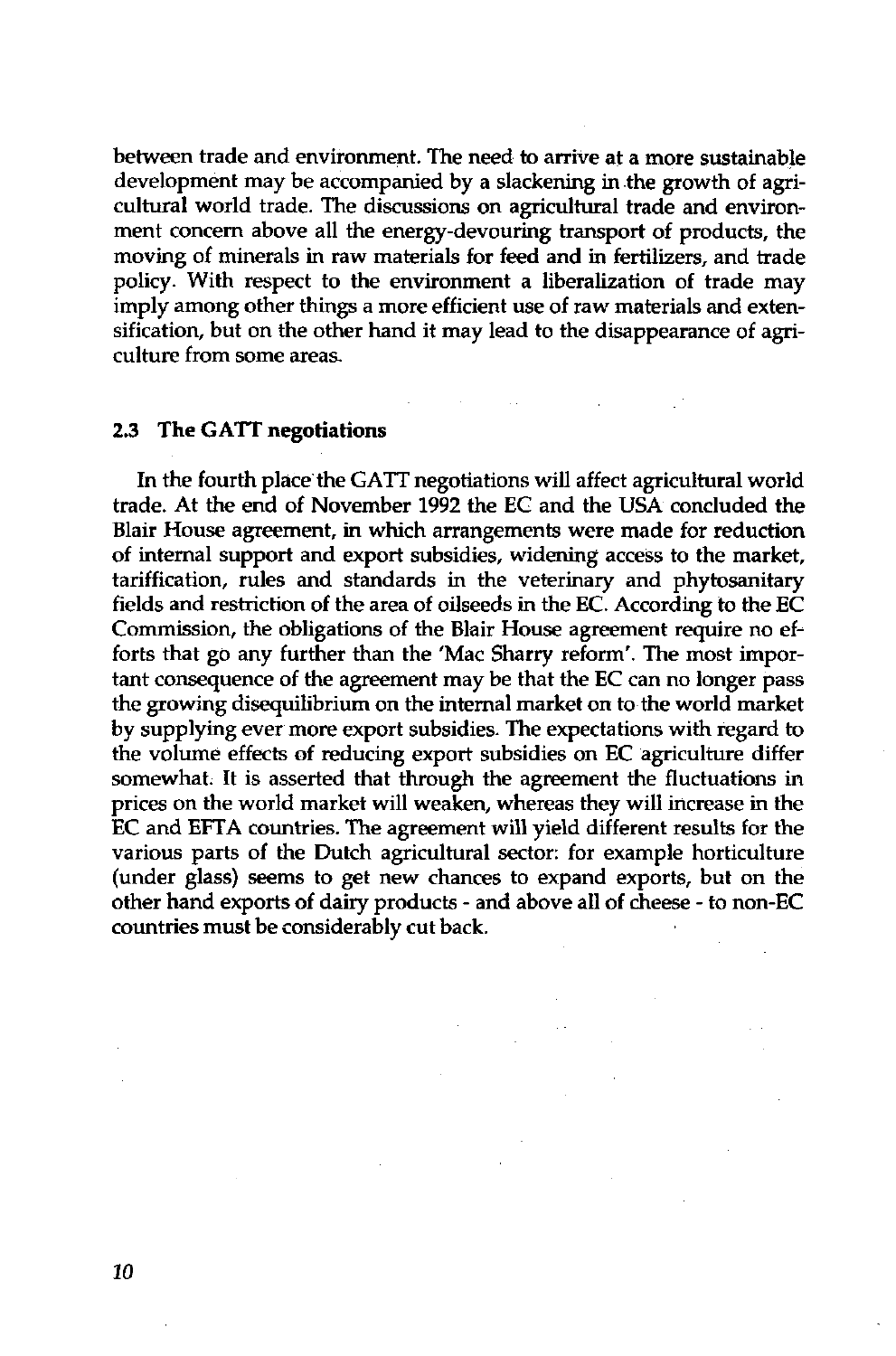between trade and environment. The need to arrive at a more sustainable development may be accompanied by a slackening in the growth of agricultural world trade. The discussions on agricultural trade and environment concern above all the energy-devouring transport of products, the moving of minerals in raw materials for feed and in fertilizers, and trade policy. With respect to the environment a liberalization of trade may imply among other things a more efficient use of raw materials and extensification, but on the other hand it may lead to the disappearance of agriculture from some areas.

## 2.3 The GATT negotiations

In the fourth place the GATT negotiations will affect agricultural world trade. At the end of November 1992 the EC and the USA concluded the Blair House agreement, in which arrangements were made for reduction of internal support and export subsidies, widening access to the market, tariffication, rules and standards in the veterinary and phytosanitary fields and restriction of the area of oilseeds in the EC. According to the EC Commission, the obligations of the Blair House agreement require no efforts that go any further than the 'Mac Sharry reform'. The most important consequence of the agreement may be that the EC can no longer pass the growing disequilibrium on the internal market on to the world market by supplying ever more export subsidies. The expectations with regard to the volume effects of reducing export subsidies on EC agriculture differ somewhat. It is asserted that through the agreement the fluctuations in prices on the world market will weaken, whereas they will increase in the EC and EFTA countries. The agreement will yield different results for the various parts of the Dutch agricultural sector: for example horticulture (under glass) seems to get new chances to expand exports, but on the other hand exports of dairy products - and above all of cheese - to non-EC countries must be considerably cut back.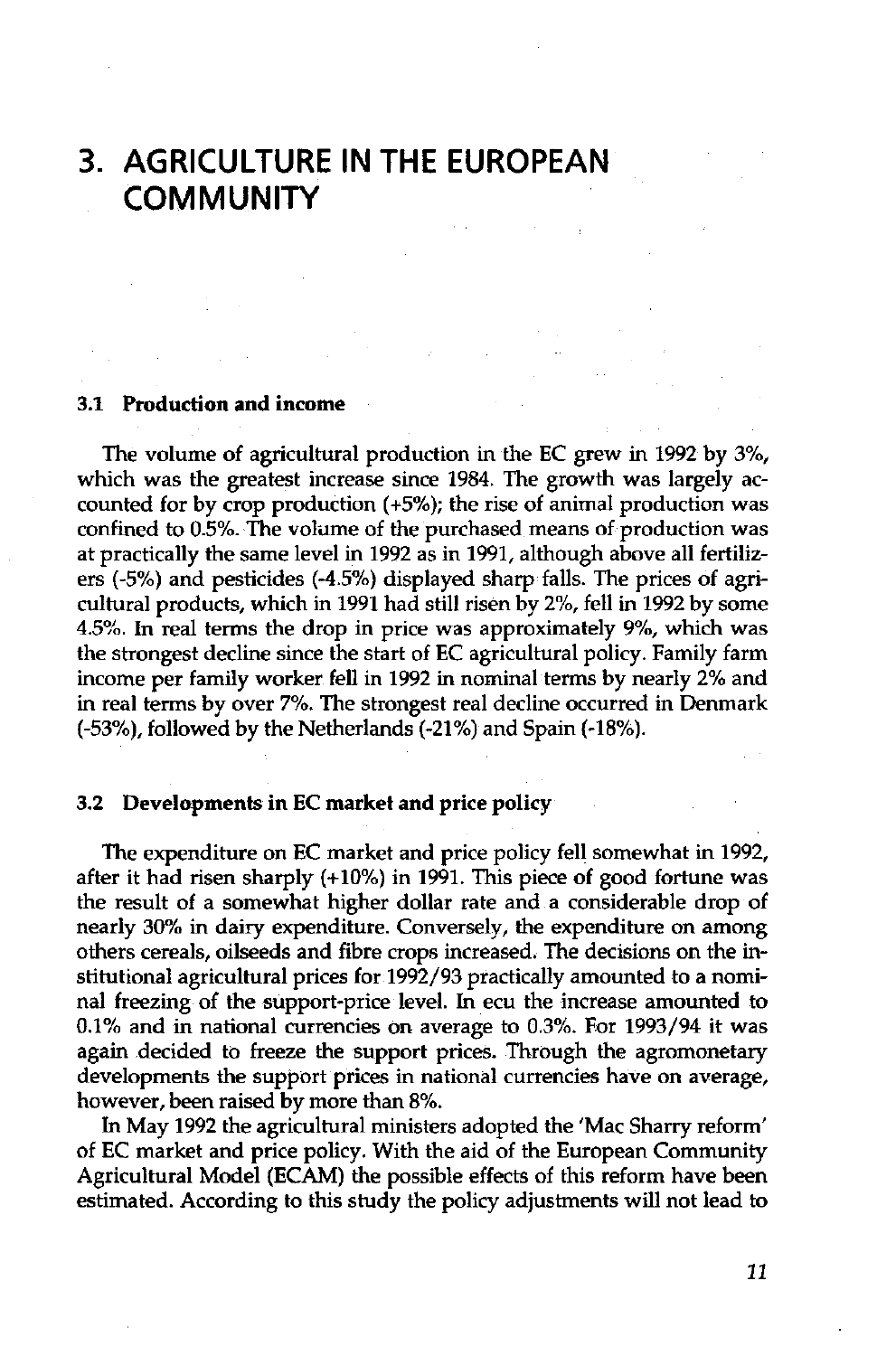# 3. AGRICULTURE IN THE EUROPEAN COMMUNITY

## 3.1 Production and income

The volume of agricultural production in the EC grew in 1992 by 3%, which was the greatest increase since 1984. The growth was largely accounted for by crop production (+5%); the rise of animal production was confined to 0.5%. The volume of the purchased means of production was at practically the same level in 1992 as in 1991, although above all fertilizers (-5%) and pesticides (-4.5%) displayed sharp falls. The prices of agricultural products, which in 1991 had still risen by 2%, fell in 1992 by some 4.5%. In real terms the drop in price was approximately 9%, which was the strongest decline since the start of EC agricultural policy. Family farm income per family worker fell in 1992 in nominal terms by nearly 2% and in real terms by over 7%. The strongest real decline occurred in Denmark (-53%), followed by the Netherlands (-21%) and Spain (-18%).

## 3.2 Developments in EC market and price policy

The expenditure on EC market and price policy fell somewhat in 1992, after it had risen sharply (+10%) in 1991. This piece of good fortune was the result of a somewhat higher dollar rate and a considerable drop of nearly 30% in dairy expenditure. Conversely, the expenditure on among others cereals, oilseeds and fibre crops increased. The decisions on the institutional agricultural prices for 1992/93 practically amounted to a nominal freezing of the support-price level. In ecu the increase amounted to 0.1% and in national currencies on average to 0.3%. For 1993/94 it was again decided to freeze the support prices. Through the agromonetary developments the support prices in national currencies have on average, however, been raised by more than 8%.

In May 1992 the agricultural ministers adopted the 'Mac Sharry reform' of EC market and price policy. With the aid of the European Community Agricultural Model (ECAM) the possible effects of this reform have been estimated. According to this study the policy adjustments will not lead to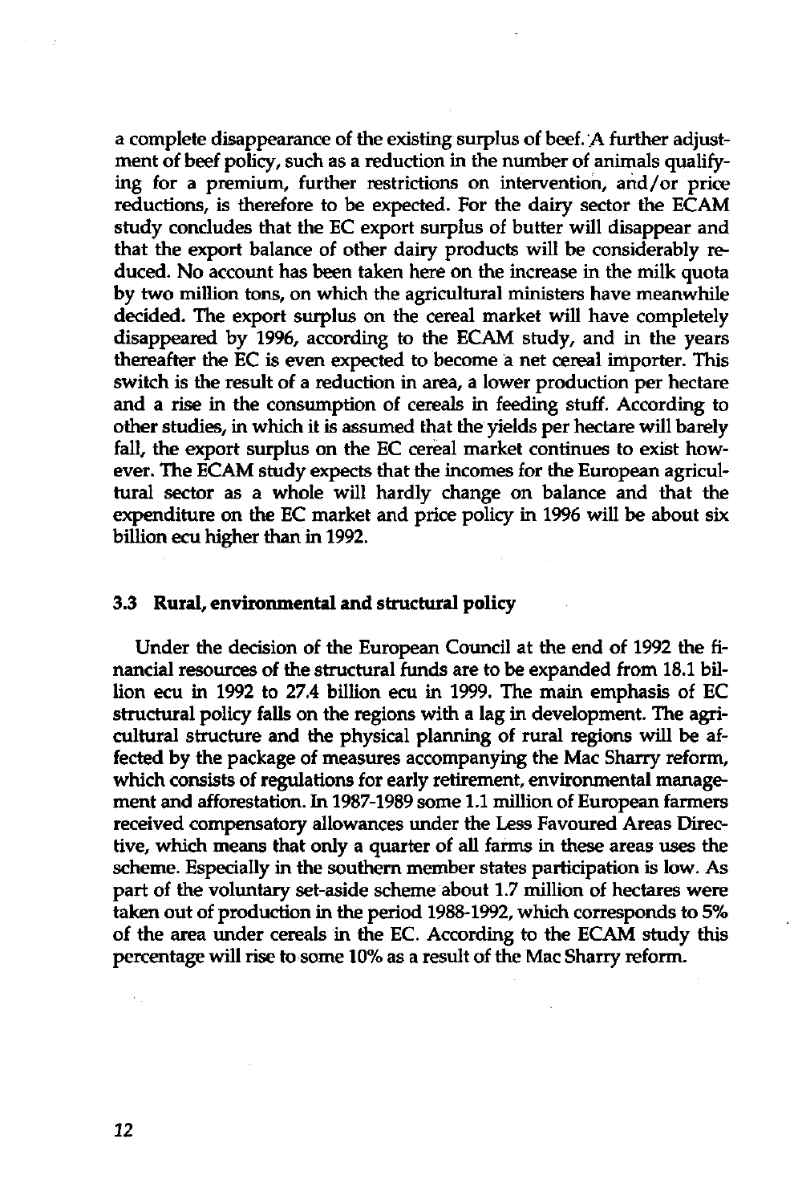a complete disappearance of the existing surplus of beef. A further adjustment of beef policy, such as a reduction in the number of animals qualifying for a premium, further restrictions on intervention, and/or price reductions, is therefore to be expected. For the dairy sector the ECAM study concludes that the EC export surplus of butter will disappear and that the export balance of other dairy products will be considerably reduced. No account has been taken here on the increase in the milk quota by two million tons, on which the agricultural ministers have meanwhile decided. The export surplus on the cereal market will have completely disappeared by 1996, according to the ECAM study, and in the years thereafter the EC is even expected to become a net cereal importer. This switch is the result of a reduction in area, a lower production per hectare and a rise in the consumption of cereals in feeding stuff. According to other studies, in which it is assumed that the yields per hectare will barely fall, the export surplus on the EC cereal market continues to exist however. The ECAM study expects that the incomes for the European agricultural sector as a whole will hardly change on balance and that the expenditure on the EC market and price policy in 1996 will be about six billion ecu higher than in 1992.

### 3.3 Rural, environmental and structural policy

Under the decision of the European Council at the end of 1992 the financial resources of the structural funds are to be expanded from 18.1 billion ecu in 1992 to 27.4 billion ecu in 1999. The main emphasis of EC structural policy falls on the regions with a lag in development. The agricultural structure and the physical planning of rural regions will be affected by the package of measures accompanying the Mac Sharry reform, which consists of regulations for early retirement, environmental management and afforestation. In 1987-1989 some 1.1 million of European farmers received compensatory allowances under the Less Favoured Areas Directive, which means that only a quarter of all farms in these areas uses the scheme. Especially in the southern member states participation is low. As part of the voluntary set-aside scheme about 1.7 million of hectares were taken out of production in the period 1988-1992, which corresponds to 5% of the area under cereals in the EC. According to the ECAM study this percentage will rise to some 10% as a result of the Mac Sharry reform.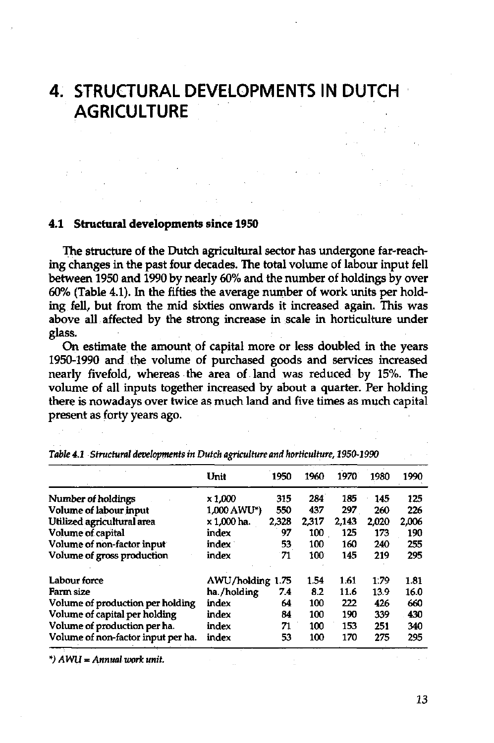# 4. STRUCTURAL DEVELOPMENTS IN DUTCH AGRICULTURE

## 4.1 Structural developments since 1950

The structure of the Dutch agricultural sector has undergone far-reaching changes in the past four decades. The total volume of labour input fell between 1950 and 1990 by nearly 60% and the number of holdings by over 60% (Table 4.1). In the fifties the average number of work units per holding fell, but from the mid sixties onwards it increased again. This was above all affected by the strong increase in scale in horticulture under glass.

On estimate the amount of capital more or less doubled in the years 1950-1990 and the volume of purchased goods and services increased nearly fivefold, whereas the area of land was reduced by 15%. The volume of all inputs together increased by about a quarter. Per holding there is nowadays over twice as much land and five times as much capital present as forty years ago.

*Table 4.1 Structural developments in Dutch agriculture and horticulture, 1950-1990*

| | Unit | 1950 | 1960 | 1970 | 1980 | 1990 |
|---|---|---|---|---|---|---|
| Number of holdings | x 1,000 | 315 | 284 | 185 | 145 | 125 |
| Volume of labour input | 1,000 AWU*) | 550 | 437 | 297 | 260 | 226 |
| Utilized agricultural area | x 1,000 ha. | 2,328 | 2,317 | 2,143 | 2,020 | 2,006 |
| Volume of capital | index | 97 | 100 | 125 | 173 | 190 |
| Volume of non-factor input | index | 53 | 100 | 160 | 240 | 255 |
| Volume of gross production | index | 71 | 100 | 145 | 219 | 295 |
| | | | | | | |
| Labour force | AWU/holding | 1.75 | 1.54 | 1.61 | 1.79 | 1.81 |
| Farm size | ha./holding | 7.4 | 8.2 | 11.6 | 13.9 | 16.0 |
| Volume of production per holding | index | 64 | 100 | 222 | 426 | 660 |
| Volume of capital per holding | index | 84 | 100 | 190 | 339 | 430 |
| Volume of production per ha. | index | 71 | 100 | 153 | 251 | 340 |
| Volume of non-factor input per ha. | index | 53 | 100 | 170 | 275 | 295 |

*) *AWU = Annual work unit.*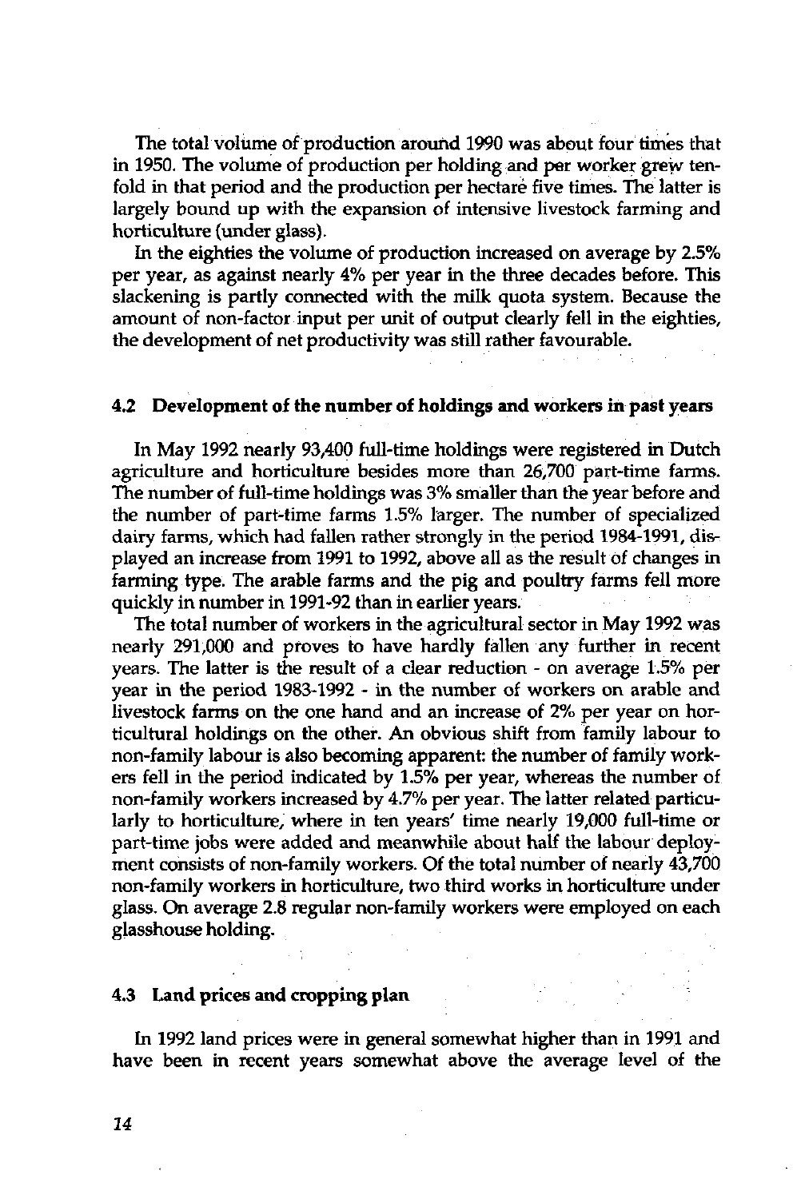The total volume of production around 1990 was about four times that in 1950. The volume of production per holding and per worker grew tenfold in that period and the production per hectare five times. The latter is largely bound up with the expansion of intensive livestock farming and horticulture (under glass).

In the eighties the volume of production increased on average by 2.5% per year, as against nearly 4% per year in the three decades before. This slackening is partly connected with the milk quota system. Because the amount of non-factor input per unit of output clearly fell in the eighties, the development of net productivity was still rather favourable.

### 4.2 Development of the number of holdings and workers in past years

In May 1992 nearly 93,400 full-time holdings were registered in Dutch agriculture and horticulture besides more than 26,700 part-time farms. The number of full-time holdings was 3% smaller than the year before and the number of part-time farms 1.5% larger. The number of specialized dairy farms, which had fallen rather strongly in the period 1984-1991, displayed an increase from 1991 to 1992, above all as the result of changes in farming type. The arable farms and the pig and poultry farms fell more quickly in number in 1991-92 than in earlier years.

The total number of workers in the agricultural sector in May 1992 was nearly 291,000 and proves to have hardly fallen any further in recent years. The latter is the result of a clear reduction - on average 1.5% per year in the period 1983-1992 - in the number of workers on arable and livestock farms on the one hand and an increase of 2% per year on horticultural holdings on the other. An obvious shift from family labour to non-family labour is also becoming apparent: the number of family workers fell in the period indicated by 1.5% per year, whereas the number of non-family workers increased by 4.7% per year. The latter related particularly to horticulture, where in ten years' time nearly 19,000 full-time or part-time jobs were added and meanwhile about half the labour deployment consists of non-family workers. Of the total number of nearly 43,700 non-family workers in horticulture, two third works in horticulture under glass. On average 2.8 regular non-family workers were employed on each glasshouse holding.

### 4.3 Land prices and cropping plan

In 1992 land prices were in general somewhat higher than in 1991 and have been in recent years somewhat above the average level of the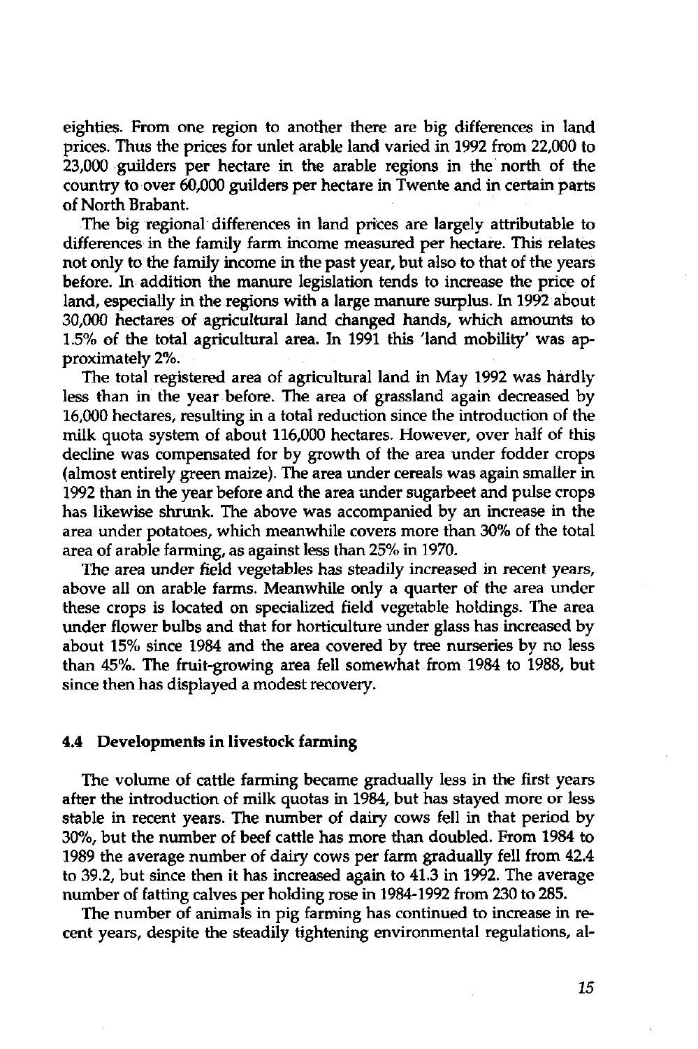eighties. From one region to another there are big differences in land prices. Thus the prices for unlet arable land varied in 1992 from 22,000 to 23,000 guilders per hectare in the arable regions in the north of the country to over 60,000 guilders per hectare in Twente and in certain parts of North Brabant.

The big regional differences in land prices are largely attributable to differences in the family farm income measured per hectare. This relates not only to the family income in the past year, but also to that of the years before. In addition the manure legislation tends to increase the price of land, especially in the regions with a large manure surplus. In 1992 about 30,000 hectares of agricultural land changed hands, which amounts to 1.5% of the total agricultural area. In 1991 this 'land mobility' was approximately 2%.

The total registered area of agricultural land in May 1992 was hardly less than in the year before. The area of grassland again decreased by 16,000 hectares, resulting in a total reduction since the introduction of the milk quota system of about 116,000 hectares. However, over half of this decline was compensated for by growth of the area under fodder crops (almost entirely green maize). The area under cereals was again smaller in 1992 than in the year before and the area under sugarbeet and pulse crops has likewise shrunk. The above was accompanied by an increase in the area under potatoes, which meanwhile covers more than 30% of the total area of arable farming, as against less than 25% in 1970.

The area under field vegetables has steadily increased in recent years, above all on arable farms. Meanwhile only a quarter of the area under these crops is located on specialized field vegetable holdings. The area under flower bulbs and that for horticulture under glass has increased by about 15% since 1984 and the area covered by tree nurseries by no less than 45%. The fruit-growing area fell somewhat from 1984 to 1988, but since then has displayed a modest recovery.

### 4.4 Developments in livestock farming

The volume of cattle farming became gradually less in the first years after the introduction of milk quotas in 1984, but has stayed more or less stable in recent years. The number of dairy cows fell in that period by 30%, but the number of beef cattle has more than doubled. From 1984 to 1989 the average number of dairy cows per farm gradually fell from 42.4 to 39.2, but since then it has increased again to 41.3 in 1992. The average number of fatting calves per holding rose in 1984-1992 from 230 to 285.

The number of animals in pig farming has continued to increase in recent years, despite the steadily tightening environmental regulations, al-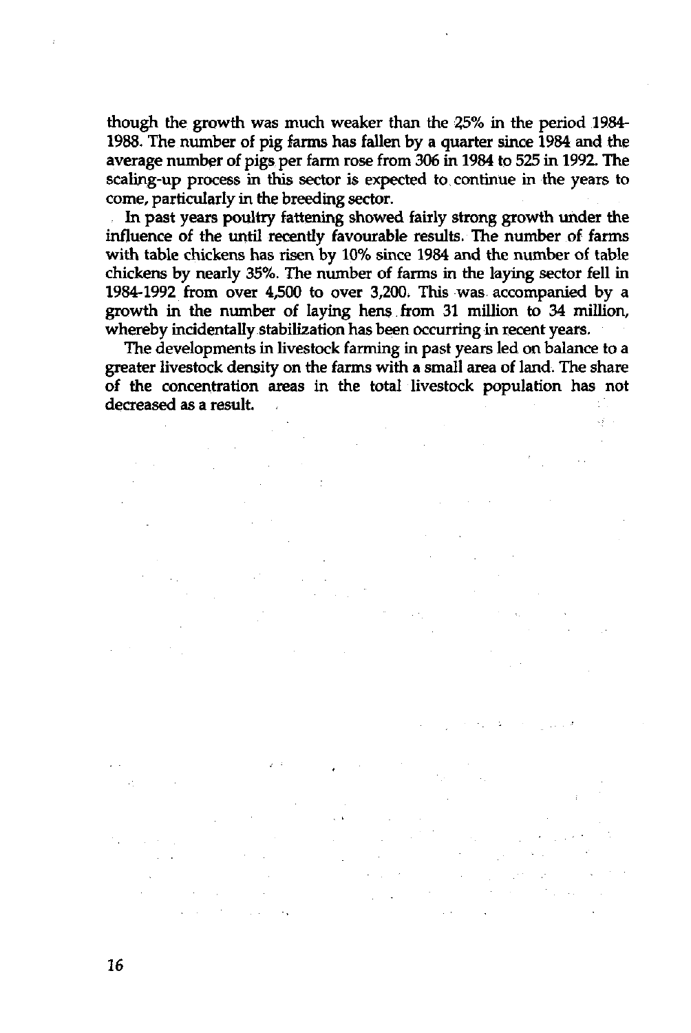though the growth was much weaker than the 25% in the period 1984-1988. The number of pig farms has fallen by a quarter since 1984 and the average number of pigs per farm rose from 306 in 1984 to 525 in 1992. The scaling-up process in this sector is expected to continue in the years to come, particularly in the breeding sector.

In past years poultry fattening showed fairly strong growth under the influence of the until recently favourable results. The number of farms with table chickens has risen by 10% since 1984 and the number of table chickens by nearly 35%. The number of farms in the laying sector fell in 1984-1992 from over 4,500 to over 3,200. This was accompanied by a growth in the number of laying hens from 31 million to 34 million, whereby incidentally stabilization has been occurring in recent years.

The developments in livestock farming in past years led on balance to a greater livestock density on the farms with a small area of land. The share of the concentration areas in the total livestock population has not decreased as a result.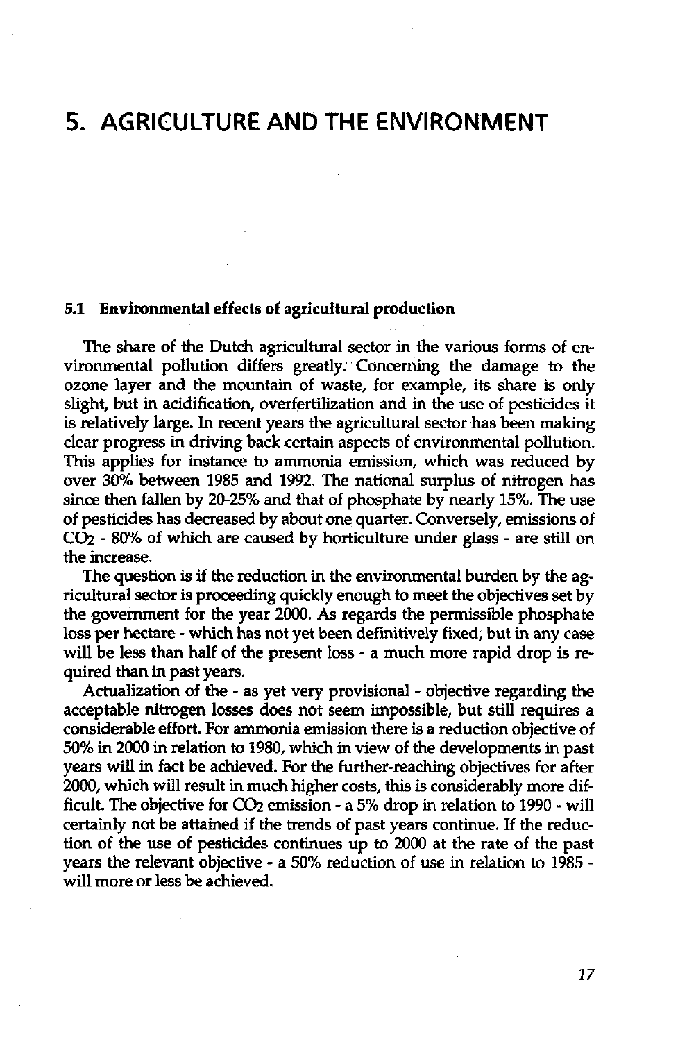# 5. AGRICULTURE AND THE ENVIRONMENT

## 5.1 Environmental effects of agricultural production

The share of the Dutch agricultural sector in the various forms of environmental pollution differs greatly. Concerning the damage to the ozone layer and the mountain of waste, for example, its share is only slight, but in acidification, overfertilization and in the use of pesticides it is relatively large. In recent years the agricultural sector has been making clear progress in driving back certain aspects of environmental pollution. This applies for instance to ammonia emission, which was reduced by over 30% between 1985 and 1992. The national surplus of nitrogen has since then fallen by 20-25% and that of phosphate by nearly 15%. The use of pesticides has decreased by about one quarter. Conversely, emissions of $CO_2$ - 80% of which are caused by horticulture under glass - are still on the increase.

The question is if the reduction in the environmental burden by the agricultural sector is proceeding quickly enough to meet the objectives set by the government for the year 2000. As regards the permissible phosphate loss per hectare - which has not yet been definitively fixed, but in any case will be less than half of the present loss - a much more rapid drop is required than in past years.

Actualization of the - as yet very provisional - objective regarding the acceptable nitrogen losses does not seem impossible, but still requires a considerable effort. For ammonia emission there is a reduction objective of 50% in 2000 in relation to 1980, which in view of the developments in past years will in fact be achieved. For the further-reaching objectives for after 2000, which will result in much higher costs, this is considerably more difficult. The objective for $CO_2$ emission - a 5% drop in relation to 1990 - will certainly not be attained if the trends of past years continue. If the reduction of the use of pesticides continues up to 2000 at the rate of the past years the relevant objective - a 50% reduction of use in relation to 1985 - will more or less be achieved.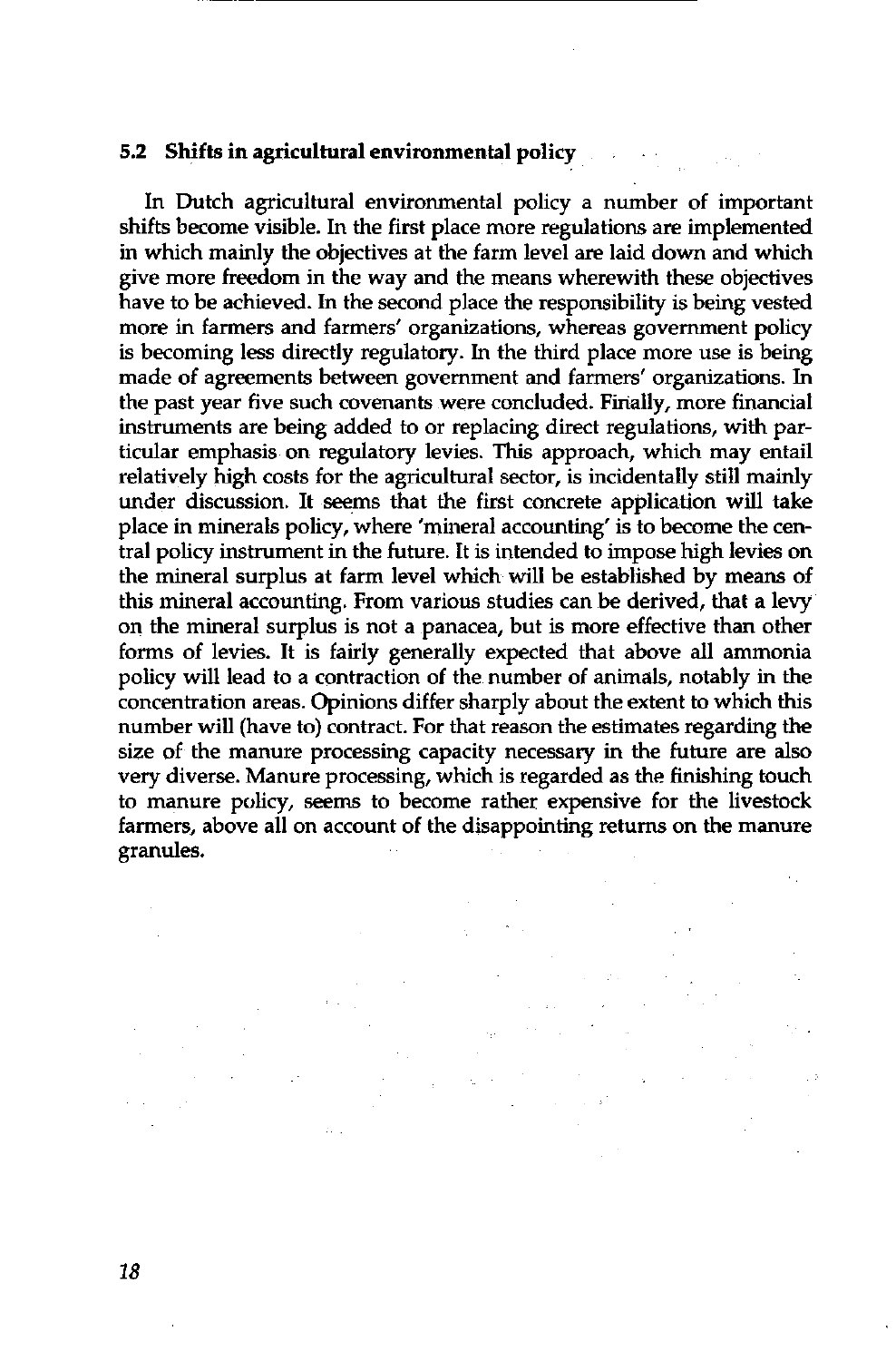### 5.2 Shifts in agricultural environmental policy

In Dutch agricultural environmental policy a number of important shifts become visible. In the first place more regulations are implemented in which mainly the objectives at the farm level are laid down and which give more freedom in the way and the means wherewith these objectives have to be achieved. In the second place the responsibility is being vested more in farmers and farmers' organizations, whereas government policy is becoming less directly regulatory. In the third place more use is being made of agreements between government and farmers' organizations. In the past year five such covenants were concluded. Finally, more financial instruments are being added to or replacing direct regulations, with particular emphasis on regulatory levies. This approach, which may entail relatively high costs for the agricultural sector, is incidentally still mainly under discussion. It seems that the first concrete application will take place in minerals policy, where 'mineral accounting' is to become the central policy instrument in the future. It is intended to impose high levies on the mineral surplus at farm level which will be established by means of this mineral accounting. From various studies can be derived, that a levy on the mineral surplus is not a panacea, but is more effective than other forms of levies. It is fairly generally expected that above all ammonia policy will lead to a contraction of the number of animals, notably in the concentration areas. Opinions differ sharply about the extent to which this number will (have to) contract. For that reason the estimates regarding the size of the manure processing capacity necessary in the future are also very diverse. Manure processing, which is regarded as the finishing touch to manure policy, seems to become rather expensive for the livestock farmers, above all on account of the disappointing returns on the manure granules.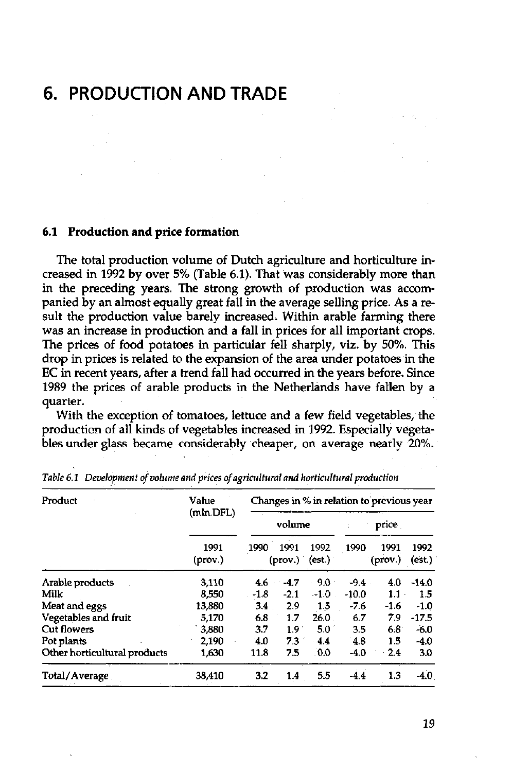# 6. PRODUCTION AND TRADE

## 6.1 Production and price formation

The total production volume of Dutch agriculture and horticulture increased in 1992 by over 5% (Table 6.1). That was considerably more than in the preceding years. The strong growth of production was accompanied by an almost equally great fall in the average selling price. As a result the production value barely increased. Within arable farming there was an increase in production and a fall in prices for all important crops. The prices of food potatoes in particular fell sharply, viz. by 50%. This drop in prices is related to the expansion of the area under potatoes in the EC in recent years, after a trend fall had occurred in the years before. Since 1989 the prices of arable products in the Netherlands have fallen by a quarter.

With the exception of tomatoes, lettuce and a few field vegetables, the production of all kinds of vegetables increased in 1992. Especially vegetables under glass became considerably cheaper, on average nearly 20%.

*Table 6.1 Development of volume and prices of agricultural and horticultural production*

| Product | Value (mln.DFL) | Changes in % in relation to previous year | | | | | |
|---|---|---|---|---|---|---|---|
| | | volume | | | price | | |
| | 1991 (prov.) | 1990 | 1991 (prov.) | 1992 (est.) | 1990 | 1991 (prov.) | 1992 (est.) |
| Arable products | 3,110 | 4.6 | -4.7 | 9.0 | -9.4 | 4.0 | -14.0 |
| Milk | 8,550 | -1.8 | -2.1 | -1.0 | -10.0 | 1.1 | 1.5 |
| Meat and eggs | 13,880 | 3.4 | 2.9 | 1.5 | -7.6 | -1.6 | -1.0 |
| Vegetables and fruit | 5,170 | 6.8 | 1.7 | 26.0 | 6.7 | 7.9 | -17.5 |
| Cut flowers | 3,880 | 3.7 | 1.9 | 5.0 | 3.5 | 6.8 | -6.0 |
| Pot plants | 2,190 | 4.0 | 7.3 | 4.4 | 4.8 | 1.5 | -4.0 |
| Other horticultural products | 1,630 | 11.8 | 7.5 | 0.0 | -4.0 | 2.4 | 3.0 |
| Total/Average | 38,410 | 3.2 | 1.4 | 5.5 | -4.4 | 1.3 | -4.0 |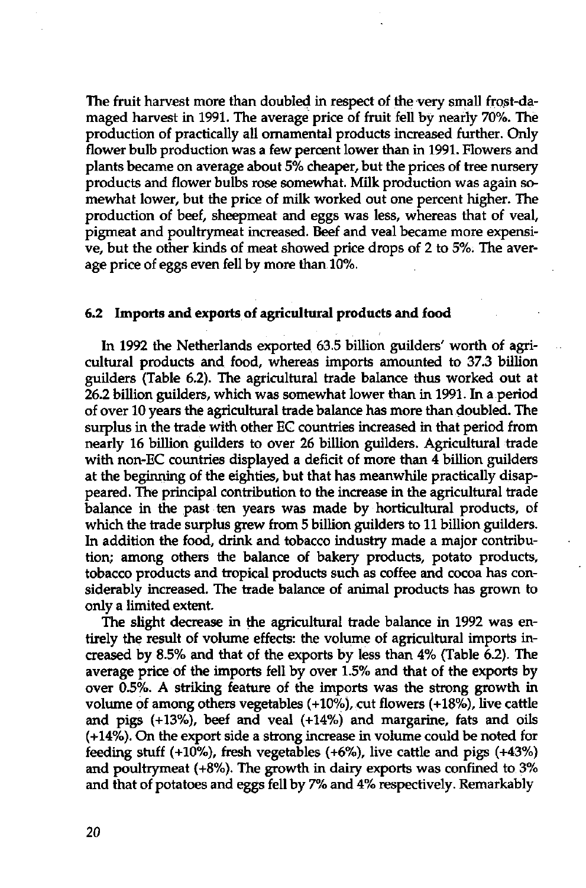The fruit harvest more than doubled in respect of the very small frost-damaged harvest in 1991. The average price of fruit fell by nearly 70%. The production of practically all ornamental products increased further. Only flower bulb production was a few percent lower than in 1991. Flowers and plants became on average about 5% cheaper, but the prices of tree nursery products and flower bulbs rose somewhat. Milk production was again somewhat lower, but the price of milk worked out one percent higher. The production of beef, sheepmeat and eggs was less, whereas that of veal, pigmeat and poultrymeat increased. Beef and veal became more expensive, but the other kinds of meat showed price drops of 2 to 5%. The average price of eggs even fell by more than 10%.

## 6.2 Imports and exports of agricultural products and food

In 1992 the Netherlands exported 63.5 billion guilders' worth of agricultural products and food, whereas imports amounted to 37.3 billion guilders (Table 6.2). The agricultural trade balance thus worked out at 26.2 billion guilders, which was somewhat lower than in 1991. In a period of over 10 years the agricultural trade balance has more than doubled. The surplus in the trade with other EC countries increased in that period from nearly 16 billion guilders to over 26 billion guilders. Agricultural trade with non-EC countries displayed a deficit of more than 4 billion guilders at the beginning of the eighties, but that has meanwhile practically disappeared. The principal contribution to the increase in the agricultural trade balance in the past ten years was made by horticultural products, of which the trade surplus grew from 5 billion guilders to 11 billion guilders. In addition the food, drink and tobacco industry made a major contribution; among others the balance of bakery products, potato products, tobacco products and tropical products such as coffee and cocoa has considerably increased. The trade balance of animal products has grown to only a limited extent.

The slight decrease in the agricultural trade balance in 1992 was entirely the result of volume effects: the volume of agricultural imports increased by 8.5% and that of the exports by less than 4% (Table 6.2). The average price of the imports fell by over 1.5% and that of the exports by over 0.5%. A striking feature of the imports was the strong growth in volume of among others vegetables (+10%), cut flowers (+18%), live cattle and pigs (+13%), beef and veal (+14%) and margarine, fats and oils (+14%). On the export side a strong increase in volume could be noted for feeding stuff (+10%), fresh vegetables (+6%), live cattle and pigs (+43%) and poultrymeat (+8%). The growth in dairy exports was confined to 3% and that of potatoes and eggs fell by 7% and 4% respectively. Remarkably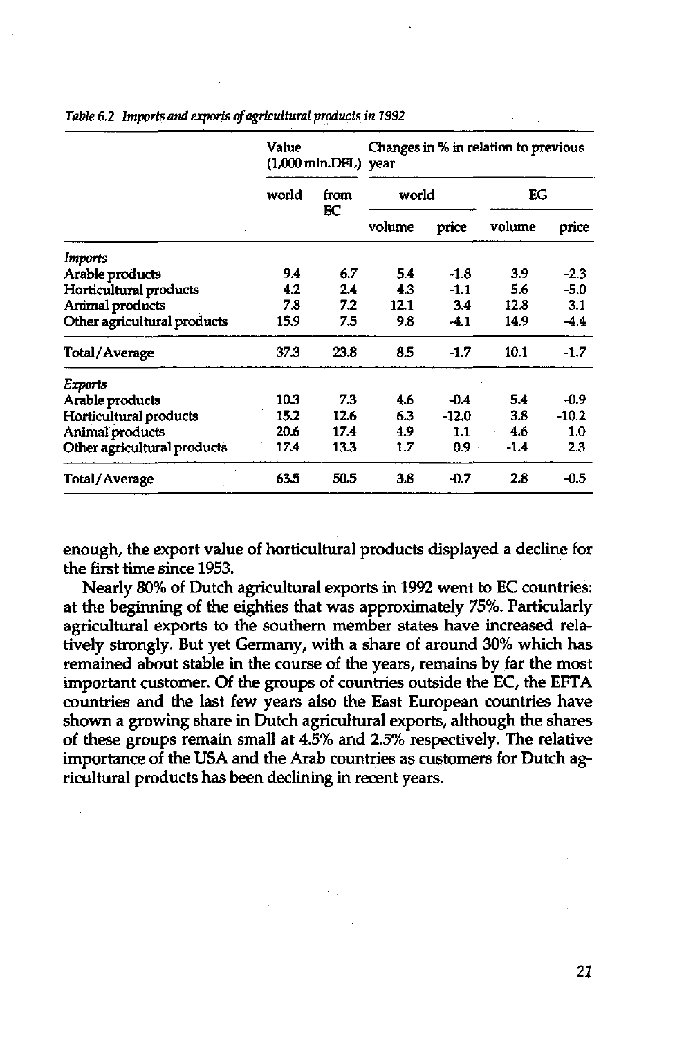*Table 6.2 Imports and exports of agricultural products in 1992*

| | Value (1,000 mln.DFL) | | Changes in % in relation to previous year | | | |
|---|---|---|---|---|---|---|
| | world | from EC | world | | EG | |
| | | | volume | price | volume | price |
| *Imports* | | | | | | |
| Arable products | 9.4 | 6.7 | 5.4 | -1.8 | 3.9 | -2.3 |
| Horticultural products | 4.2 | 2.4 | 4.3 | -1.1 | 5.6 | -5.0 |
| Animal products | 7.8 | 7.2 | 12.1 | 3.4 | 12.8 | 3.1 |
| Other agricultural products | 15.9 | 7.5 | 9.8 | -4.1 | 14.9 | -4.4 |
| Total/Average | 37.3 | 23.8 | 8.5 | -1.7 | 10.1 | -1.7 |
| *Exports* | | | | | | |
| Arable products | 10.3 | 7.3 | 4.6 | -0.4 | 5.4 | -0.9 |
| Horticultural products | 15.2 | 12.6 | 6.3 | -12.0 | 3.8 | -10.2 |
| Animal products | 20.6 | 17.4 | 4.9 | 1.1 | 4.6 | 1.0 |
| Other agricultural products | 17.4 | 13.3 | 1.7 | 0.9 | -1.4 | 2.3 |
| Total/Average | 63.5 | 50.5 | 3.8 | -0.7 | 2.8 | -0.5 |

enough, the export value of horticultural products displayed a decline for the first time since 1953.

Nearly 80% of Dutch agricultural exports in 1992 went to EC countries: at the beginning of the eighties that was approximately 75%. Particularly agricultural exports to the southern member states have increased relatively strongly. But yet Germany, with a share of around 30% which has remained about stable in the course of the years, remains by far the most important customer. Of the groups of countries outside the EC, the EFTA countries and the last few years also the East European countries have shown a growing share in Dutch agricultural exports, although the shares of these groups remain small at 4.5% and 2.5% respectively. The relative importance of the USA and the Arab countries as customers for Dutch agricultural products has been declining in recent years.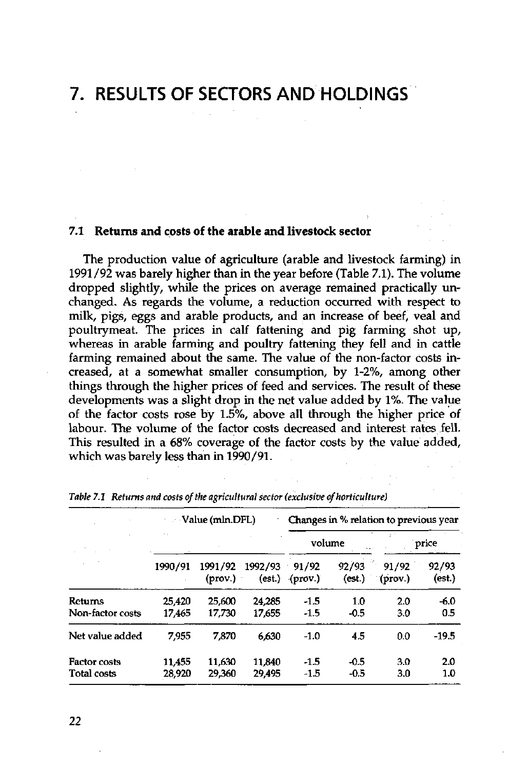# 7. RESULTS OF SECTORS AND HOLDINGS

## 7.1 Returns and costs of the arable and livestock sector

The production value of agriculture (arable and livestock farming) in 1991/92 was barely higher than in the year before (Table 7.1). The volume dropped slightly, while the prices on average remained practically unchanged. As regards the volume, a reduction occurred with respect to milk, pigs, eggs and arable products, and an increase of beef, veal and poultrymeat. The prices in calf fattening and pig farming shot up, whereas in arable farming and poultry fattening they fell and in cattle farming remained about the same. The value of the non-factor costs increased, at a somewhat smaller consumption, by 1-2%, among other things through the higher prices of feed and services. The result of these developments was a slight drop in the net value added by 1%. The value of the factor costs rose by 1.5%, above all through the higher price of labour. The volume of the factor costs decreased and interest rates fell. This resulted in a 68% coverage of the factor costs by the value added, which was barely less than in 1990/91.

*Table 7.1 Returns and costs of the agricultural sector (exclusive of horticulture)*

| | Value (mln.DFL) | | | Changes in % relation to previous year | | | |
|---|---|---|---|---|---|---|---|
| | | | | volume | | price | |
| | 1990/91 | 1991/92 (prov.) | 1992/93 (est.) | 91/92 (prov.) | 92/93 (est.) | 91/92 (prov.) | 92/93 (est.) |
| Returns | 25,420 | 25,600 | 24,285 | -1.5 | 1.0 | 2.0 | -6.0 |
| Non-factor costs | 17,465 | 17,730 | 17,655 | -1.5 | -0.5 | 3.0 | 0.5 |
| Net value added | 7,955 | 7,870 | 6,630 | -1.0 | 4.5 | 0.0 | -19.5 |
| Factor costs | 11,455 | 11,630 | 11,840 | -1.5 | -0.5 | 3.0 | 2.0 |
| Total costs | 28,920 | 29,360 | 29,495 | -1.5 | -0.5 | 3.0 | 1.0 |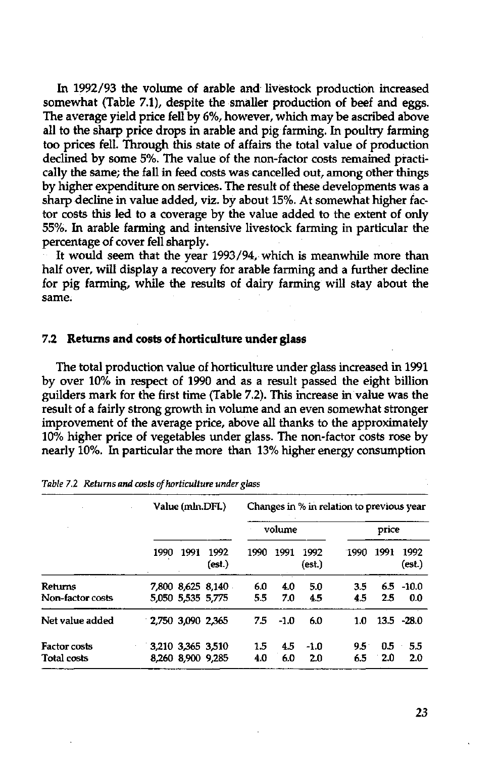In 1992/93 the volume of arable and livestock production increased somewhat (Table 7.1), despite the smaller production of beef and eggs. The average yield price fell by 6%, however, which may be ascribed above all to the sharp price drops in arable and pig farming. In poultry farming too prices fell. Through this state of affairs the total value of production declined by some 5%. The value of the non-factor costs remained practically the same; the fall in feed costs was cancelled out, among other things by higher expenditure on services. The result of these developments was a sharp decline in value added, viz. by about 15%. At somewhat higher factor costs this led to a coverage by the value added to the extent of only 55%. In arable farming and intensive livestock farming in particular the percentage of cover fell sharply.

It would seem that the year 1993/94, which is meanwhile more than half over, will display a recovery for arable farming and a further decline for pig farming, while the results of dairy farming will stay about the same.

## 7.2 Returns and costs of horticulture under glass

The total production value of horticulture under glass increased in 1991 by over 10% in respect of 1990 and as a result passed the eight billion guilders mark for the first time (Table 7.2). This increase in value was the result of a fairly strong growth in volume and an even somewhat stronger improvement of the average price, above all thanks to the approximately 10% higher price of vegetables under glass. The non-factor costs rose by nearly 10%. In particular the more than 13% higher energy consumption

*Table 7.2 Returns and costs of horticulture under glass*

| | Value (mln.DFL) | | | Changes in % in relation to previous year | | | | | |
|---|---|---|---|---|---|---|---|---|---|
| | | | | volume | | | price | | |
| | 1990 | 1991 | 1992 (est.) | 1990 | 1991 | 1992 (est.) | 1990 | 1991 | 1992 (est.) |
| Returns | 7,800 | 8,625 | 8,140 | 6.0 | 4.0 | 5.0 | 3.5 | 6.5 | -10.0 |
| Non-factor costs | 5,050 | 5,535 | 5,775 | 5.5 | 7.0 | 4.5 | 4.5 | 2.5 | 0.0 |
| Net value added | 2,750 | 3,090 | 2,365 | 7.5 | -1.0 | 6.0 | 1.0 | 13.5 | -28.0 |
| Factor costs | 3,210 | 3,365 | 3,510 | 1.5 | 4.5 | -1.0 | 9.5 | 0.5 | 5.5 |
| Total costs | 8,260 | 8,900 | 9,285 | 4.0 | 6.0 | 2.0 | 6.5 | 2.0 | 2.0 |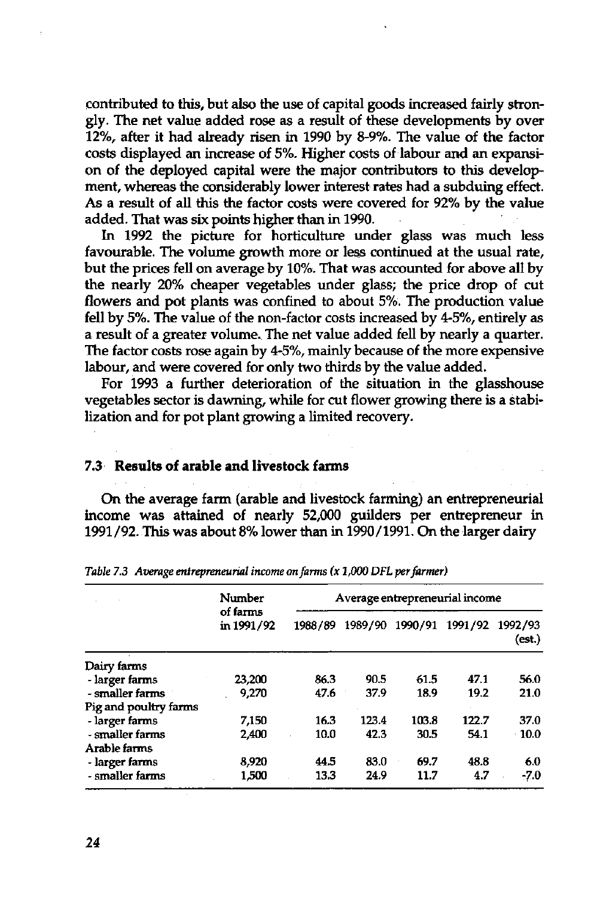contributed to this, but also the use of capital goods increased fairly strongly. The net value added rose as a result of these developments by over 12%, after it had already risen in 1990 by 8-9%. The value of the factor costs displayed an increase of 5%. Higher costs of labour and an expansion of the deployed capital were the major contributors to this development, whereas the considerably lower interest rates had a subduing effect. As a result of all this the factor costs were covered for 92% by the value added. That was six points higher than in 1990.

In 1992 the picture for horticulture under glass was much less favourable. The volume growth more or less continued at the usual rate, but the prices fell on average by 10%. That was accounted for above all by the nearly 20% cheaper vegetables under glass; the price drop of cut flowers and pot plants was confined to about 5%. The production value fell by 5%. The value of the non-factor costs increased by 4-5%, entirely as a result of a greater volume. The net value added fell by nearly a quarter. The factor costs rose again by 4-5%, mainly because of the more expensive labour, and were covered for only two thirds by the value added.

For 1993 a further deterioration of the situation in the glasshouse vegetables sector is dawning, while for cut flower growing there is a stabilization and for pot plant growing a limited recovery.

### 7.3 Results of arable and livestock farms

On the average farm (arable and livestock farming) an entrepreneurial income was attained of nearly 52,000 guilders per entrepreneur in 1991/92. This was about 8% lower than in 1990/1991. On the larger dairy

*Table 7.3 Average entrepreneurial income on farms (x 1,000 DFL per farmer)*

| | Number of farms in 1991/92 | Average entrepreneurial income | | | | |
|---|---|---|---|---|---|---|
| | | 1988/89 | 1989/90 | 1990/91 | 1991/92 | 1992/93 (est.) |
| Dairy farms | | | | | | |
| - larger farms | 23,200 | 86.3 | 90.5 | 61.5 | 47.1 | 56.0 |
| - smaller farms | 9,270 | 47.6 | 37.9 | 18.9 | 19.2 | 21.0 |
| Pig and poultry farms | | | | | | |
| - larger farms | 7,150 | 16.3 | 123.4 | 103.8 | 122.7 | 37.0 |
| - smaller farms | 2,400 | 10.0 | 42.3 | 30.5 | 54.1 | 10.0 |
| Arable farms | | | | | | |
| - larger farms | 8,920 | 44.5 | 83.0 | 69.7 | 48.8 | 6.0 |
| - smaller farms | 1,500 | 13.3 | 24.9 | 11.7 | 4.7 | -7.0 |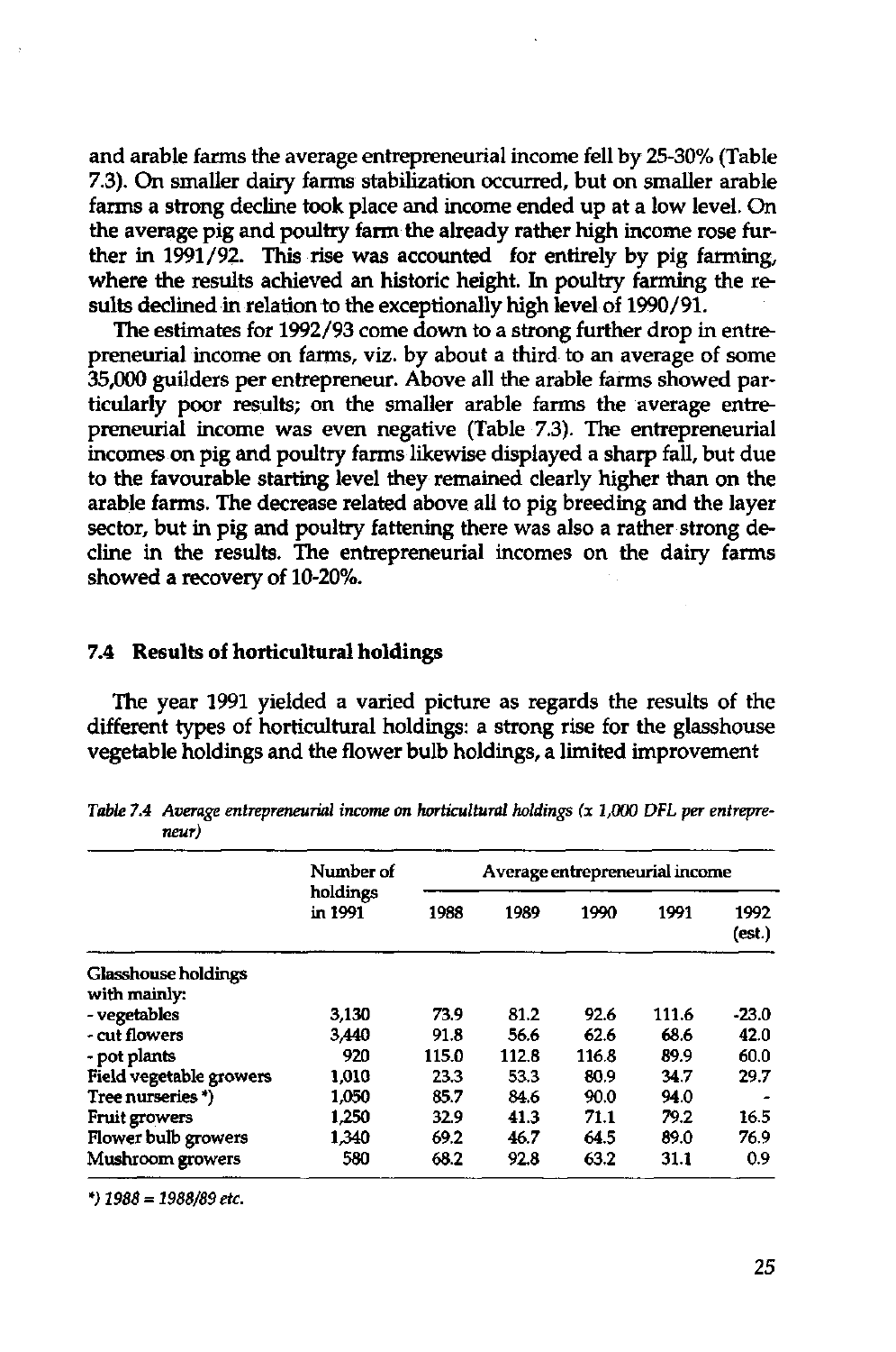and arable farms the average entrepreneurial income fell by 25-30% (Table 7.3). On smaller dairy farms stabilization occurred, but on smaller arable farms a strong decline took place and income ended up at a low level. On the average pig and poultry farm the already rather high income rose further in 1991/92. This rise was accounted for entirely by pig farming, where the results achieved an historic height. In poultry farming the results declined in relation to the exceptionally high level of 1990/91.

The estimates for 1992/93 come down to a strong further drop in entrepreneurial income on farms, viz. by about a third to an average of some 35,000 guilders per entrepreneur. Above all the arable farms showed particularly poor results; on the smaller arable farms the average entrepreneurial income was even negative (Table 7.3). The entrepreneurial incomes on pig and poultry farms likewise displayed a sharp fall, but due to the favourable starting level they remained clearly higher than on the arable farms. The decrease related above all to pig breeding and the layer sector, but in pig and poultry fattening there was also a rather strong decline in the results. The entrepreneurial incomes on the dairy farms showed a recovery of 10-20%.

## 7.4 Results of horticultural holdings

The year 1991 yielded a varied picture as regards the results of the different types of horticultural holdings: a strong rise for the glasshouse vegetable holdings and the flower bulb holdings, a limited improvement

*Table 7.4 Average entrepreneurial income on horticultural holdings (x 1,000 DFL per entrepreneur)*

| | Number of holdings in 1991 | Average entrepreneurial income | | | | |
|---|---|---|---|---|---|---|
| | | 1988 | 1989 | 1990 | 1991 | 1992 (est.) |
| Glasshouse holdings with mainly: | | | | | | |
| - vegetables | 3,130 | 73.9 | 81.2 | 92.6 | 111.6 | -23.0 |
| - cut flowers | 3,440 | 91.8 | 56.6 | 62.6 | 68.6 | 42.0 |
| - pot plants | 920 | 115.0 | 112.8 | 116.8 | 89.9 | 60.0 |
| Field vegetable growers | 1,010 | 23.3 | 53.3 | 80.9 | 34.7 | 29.7 |
| Tree nurseries *) | 1,050 | 85.7 | 84.6 | 90.0 | 94.0 | - |
| Fruit growers | 1,250 | 32.9 | 41.3 | 71.1 | 79.2 | 16.5 |
| Flower bulb growers | 1,340 | 69.2 | 46.7 | 64.5 | 89.0 | 76.9 |
| Mushroom growers | 580 | 68.2 | 92.8 | 63.2 | 31.1 | 0.9 |

*) 1988 = 1988/89 etc.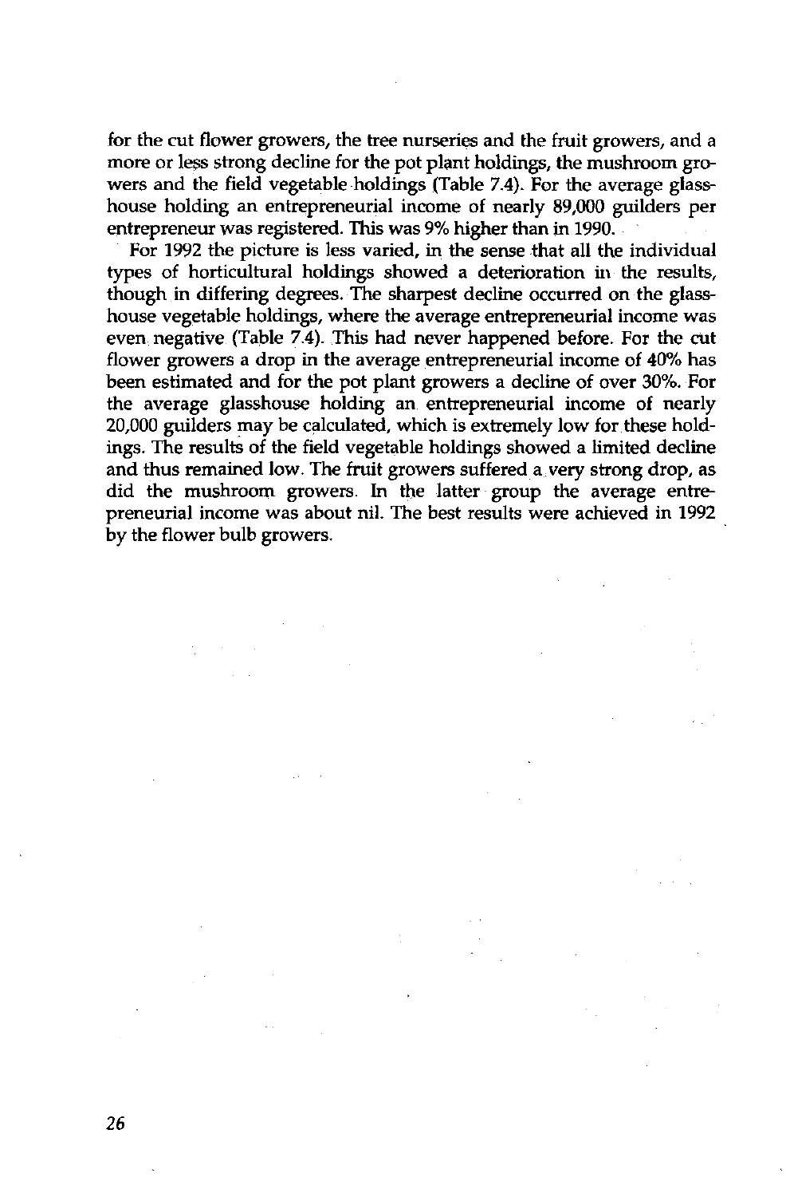for the cut flower growers, the tree nurseries and the fruit growers, and a more or less strong decline for the pot plant holdings, the mushroom growers and the field vegetable holdings (Table 7.4). For the average glasshouse holding an entrepreneurial income of nearly 89,000 guilders per entrepreneur was registered. This was 9% higher than in 1990.

For 1992 the picture is less varied, in the sense that all the individual types of horticultural holdings showed a deterioration in the results, though in differing degrees. The sharpest decline occurred on the glasshouse vegetable holdings, where the average entrepreneurial income was even negative (Table 7.4). This had never happened before. For the cut flower growers a drop in the average entrepreneurial income of 40% has been estimated and for the pot plant growers a decline of over 30%. For the average glasshouse holding an entrepreneurial income of nearly 20,000 guilders may be calculated, which is extremely low for these holdings. The results of the field vegetable holdings showed a limited decline and thus remained low. The fruit growers suffered a very strong drop, as did the mushroom growers. In the latter group the average entrepreneurial income was about nil. The best results were achieved in 1992 by the flower bulb growers.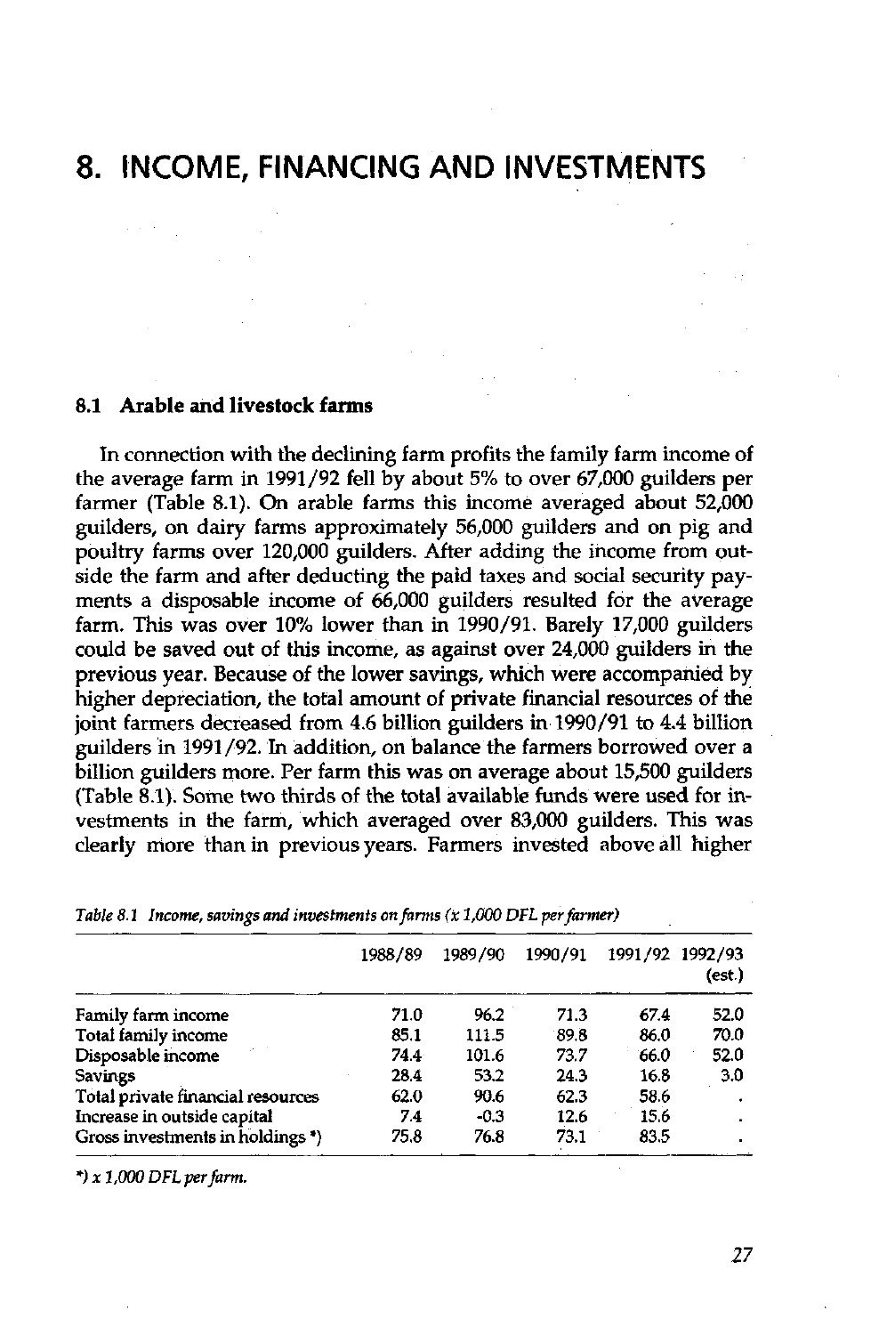# 8. INCOME, FINANCING AND INVESTMENTS

## 8.1 Arable and livestock farms

In connection with the declining farm profits the family farm income of the average farm in 1991/92 fell by about 5% to over 67,000 guilders per farmer (Table 8.1). On arable farms this income averaged about 52,000 guilders, on dairy farms approximately 56,000 guilders and on pig and poultry farms over 120,000 guilders. After adding the income from outside the farm and after deducting the paid taxes and social security payments a disposable income of 66,000 guilders resulted for the average farm. This was over 10% lower than in 1990/91. Barely 17,000 guilders could be saved out of this income, as against over 24,000 guilders in the previous year. Because of the lower savings, which were accompanied by higher depreciation, the total amount of private financial resources of the joint farmers decreased from 4.6 billion guilders in 1990/91 to 4.4 billion guilders in 1991/92. In addition, on balance the farmers borrowed over a billion guilders more. Per farm this was on average about 15,500 guilders (Table 8.1). Some two thirds of the total available funds were used for investments in the farm, which averaged over 83,000 guilders. This was clearly more than in previous years. Farmers invested above all higher

*Table 8.1 Income, savings and investments on farms (x 1,000 DFL per farmer)*

| | 1988/89 | 1989/90 | 1990/91 | 1991/92 | 1992/93 (est.) |
|---|---|---|---|---|---|
| Family farm income | 71.0 | 96.2 | 71.3 | 67.4 | 52.0 |
| Total family income | 85.1 | 111.5 | 89.8 | 86.0 | 70.0 |
| Disposable income | 74.4 | 101.6 | 73.7 | 66.0 | 52.0 |
| Savings | 28.4 | 53.2 | 24.3 | 16.8 | 3.0 |
| Total private financial resources | 62.0 | 90.6 | 62.3 | 58.6 | . |
| Increase in outside capital | 7.4 | -0.3 | 12.6 | 15.6 | . |
| Gross investments in holdings *) | 75.8 | 76.8 | 73.1 | 83.5 | . |

*) x 1,000 DFL per farm.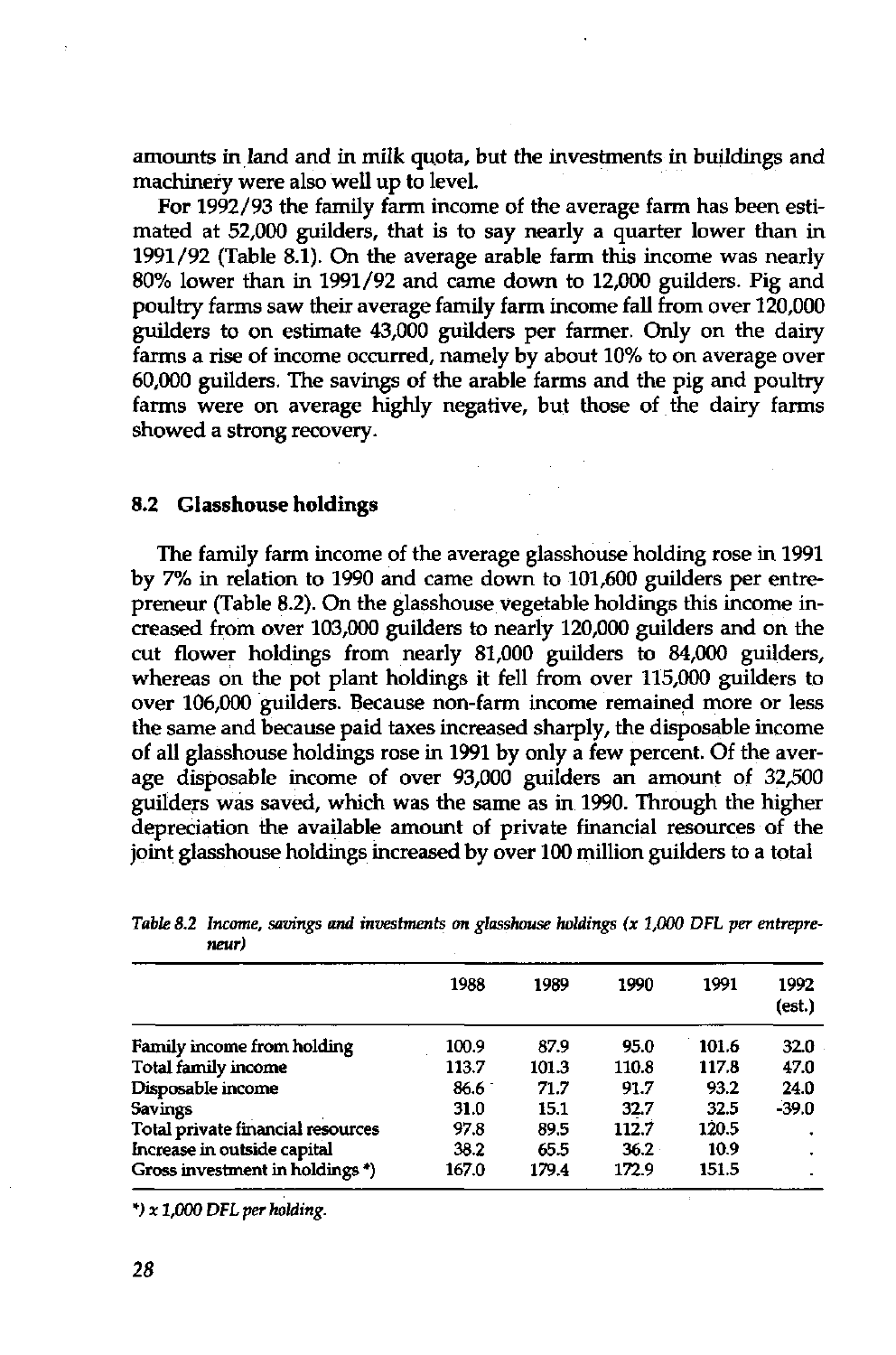amounts in land and in milk quota, but the investments in buildings and machinery were also well up to level.

For 1992/93 the family farm income of the average farm has been estimated at 52,000 guilders, that is to say nearly a quarter lower than in 1991/92 (Table 8.1). On the average arable farm this income was nearly 80% lower than in 1991/92 and came down to 12,000 guilders. Pig and poultry farms saw their average family farm income fall from over 120,000 guilders to on estimate 43,000 guilders per farmer. Only on the dairy farms a rise of income occurred, namely by about 10% to on average over 60,000 guilders. The savings of the arable farms and the pig and poultry farms were on average highly negative, but those of the dairy farms showed a strong recovery.

## 8.2 Glasshouse holdings

The family farm income of the average glasshouse holding rose in 1991 by 7% in relation to 1990 and came down to 101,600 guilders per entrepreneur (Table 8.2). On the glasshouse vegetable holdings this income increased from over 103,000 guilders to nearly 120,000 guilders and on the cut flower holdings from nearly 81,000 guilders to 84,000 guilders, whereas on the pot plant holdings it fell from over 115,000 guilders to over 106,000 guilders. Because non-farm income remained more or less the same and because paid taxes increased sharply, the disposable income of all glasshouse holdings rose in 1991 by only a few percent. Of the average disposable income of over 93,000 guilders an amount of 32,500 guilders was saved, which was the same as in 1990. Through the higher depreciation the available amount of private financial resources of the joint glasshouse holdings increased by over 100 million guilders to a total

*Table 8.2 Income, savings and investments on glasshouse holdings (x 1,000 DFL per entrepreneur)*

| | 1988 | 1989 | 1990 | 1991 | 1992 (est.) |
|---|---|---|---|---|---|
| Family income from holding | 100.9 | 87.9 | 95.0 | 101.6 | 32.0 |
| Total family income | 113.7 | 101.3 | 110.8 | 117.8 | 47.0 |
| Disposable income | 86.6 | 71.7 | 91.7 | 93.2 | 24.0 |
| Savings | 31.0 | 15.1 | 32.7 | 32.5 | -39.0 |
| Total private financial resources | 97.8 | 89.5 | 112.7 | 120.5 | . |
| Increase in outside capital | 38.2 | 65.5 | 36.2 | 10.9 | . |
| Gross investment in holdings *) | 167.0 | 179.4 | 172.9 | 151.5 | . |

*) x 1,000 DFL per holding.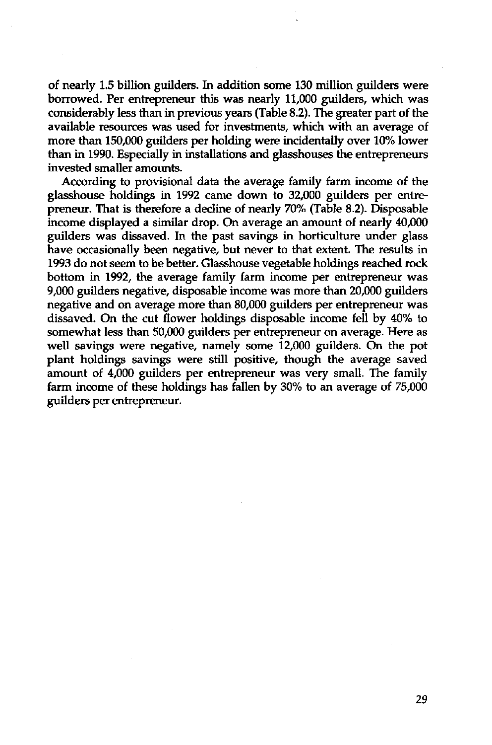of nearly 1.5 billion guilders. In addition some 130 million guilders were borrowed. Per entrepreneur this was nearly 11,000 guilders, which was considerably less than in previous years (Table 8.2). The greater part of the available resources was used for investments, which with an average of more than 150,000 guilders per holding were incidentally over 10% lower than in 1990. Especially in installations and glasshouses the entrepreneurs invested smaller amounts.

According to provisional data the average family farm income of the glasshouse holdings in 1992 came down to 32,000 guilders per entrepreneur. That is therefore a decline of nearly 70% (Table 8.2). Disposable income displayed a similar drop. On average an amount of nearly 40,000 guilders was dissaved. In the past savings in horticulture under glass have occasionally been negative, but never to that extent. The results in 1993 do not seem to be better. Glasshouse vegetable holdings reached rock bottom in 1992, the average family farm income per entrepreneur was 9,000 guilders negative, disposable income was more than 20,000 guilders negative and on average more than 80,000 guilders per entrepreneur was dissaved. On the cut flower holdings disposable income fell by 40% to somewhat less than 50,000 guilders per entrepreneur on average. Here as well savings were negative, namely some 12,000 guilders. On the pot plant holdings savings were still positive, though the average saved amount of 4,000 guilders per entrepreneur was very small. The family farm income of these holdings has fallen by 30% to an average of 75,000 guilders per entrepreneur.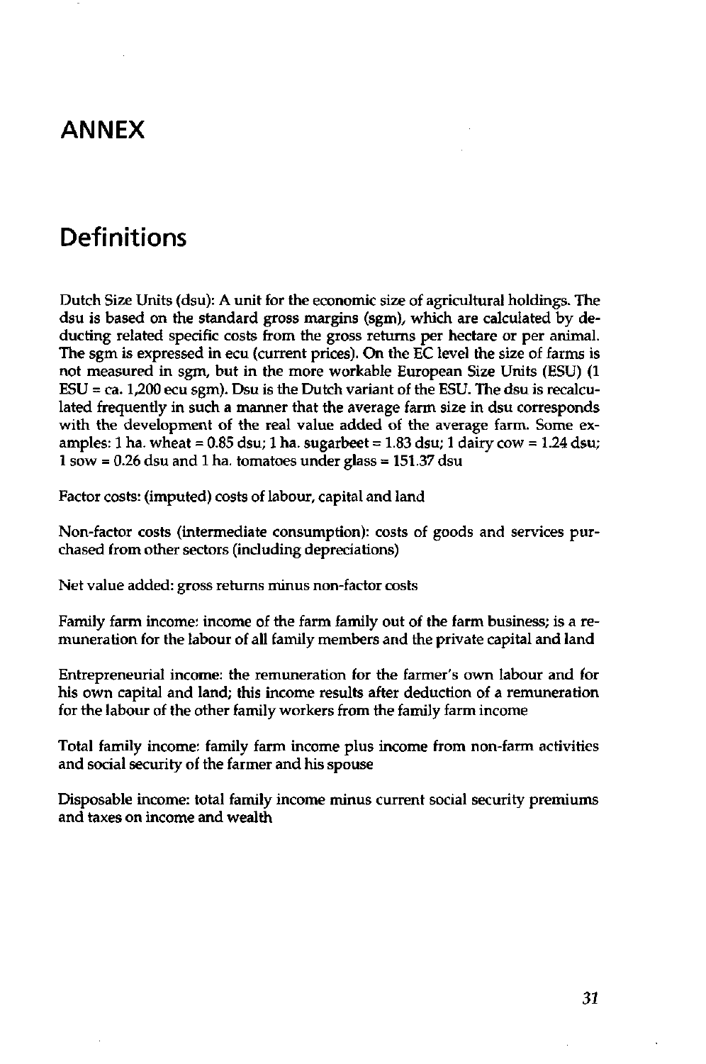# ANNEX

## Definitions

Dutch Size Units (dsu): A unit for the economic size of agricultural holdings. The dsu is based on the standard gross margins (sgm), which are calculated by deducting related specific costs from the gross returns per hectare or per animal. The sgm is expressed in ecu (current prices). On the EC level the size of farms is not measured in sgm, but in the more workable European Size Units (ESU) (1 ESU = ca. 1,200 ecu sgm). Dsu is the Dutch variant of the ESU. The dsu is recalculated frequently in such a manner that the average farm size in dsu corresponds with the development of the real value added of the average farm. Some examples: 1 ha. wheat = 0.85 dsu; 1 ha. sugarbeet = 1.83 dsu; 1 dairy cow = 1.24 dsu; 1 sow = 0.26 dsu and 1 ha. tomatoes under glass = 151.37 dsu

Factor costs: (imputed) costs of labour, capital and land

Non-factor costs (intermediate consumption): costs of goods and services purchased from other sectors (including depreciations)

Net value added: gross returns minus non-factor costs

Family farm income: income of the farm family out of the farm business; is a remuneration for the labour of all family members and the private capital and land

Entrepreneurial income: the remuneration for the farmer's own labour and for his own capital and land; this income results after deduction of a remuneration for the labour of the other family workers from the family farm income

Total family income: family farm income plus income from non-farm activities and social security of the farmer and his spouse

Disposable income: total family income minus current social security premiums and taxes on income and wealth